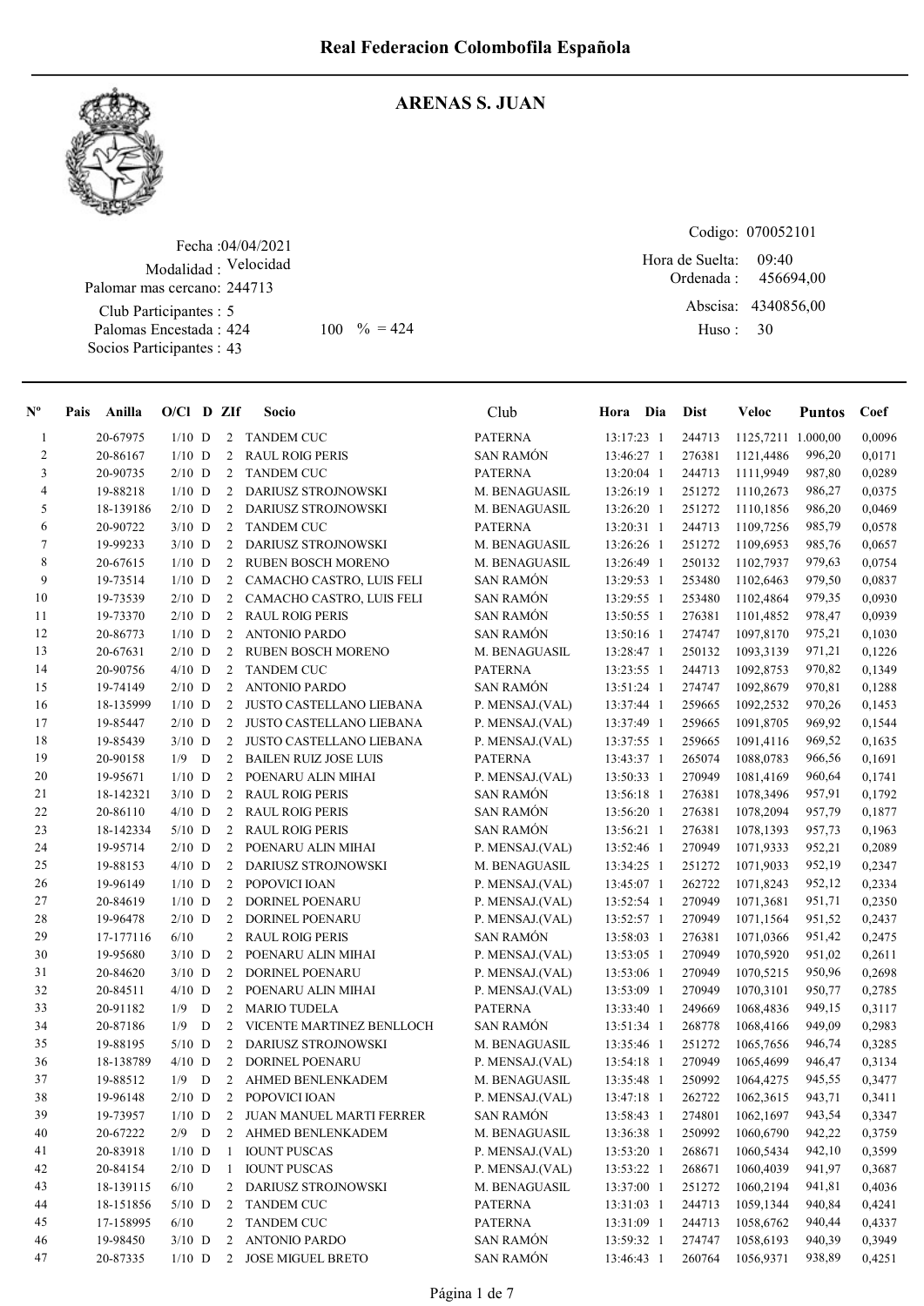# Real Federacion Colombofila Española

## ARENAS S. JUAN

Fecha : 04/04/2021
Modalidad : Velocidad
Palomar mas cercano: 244713
Club Participantes : 5
Palomas Encestada : 424 100 % = 424
Socios Participantes : 43

Codigo: 070052101
Hora de Suelta: 09:40
Ordenada : 456694,00
Abscisa: 4340856,00
Huso : 30

| Nº | Pais | Anilla | O/Cl | D | ZIf | Socio | Club | Hora | Dia | Dist | Veloc | Puntos | Coef |
|---|---|---|---|---|---|---|---|---|---|---|---|---|---|
| 1 | | 20-67975 | 1/10 | D | 2 | TANDEM CUC | PATERNA | 13:17:23 | 1 | 244713 | 1125,7211 | 1.000,00 | 0,0096 |
| 2 | | 20-86167 | 1/10 | D | 2 | RAUL ROIG PERIS | SAN RAMÓN | 13:46:27 | 1 | 276381 | 1121,4486 | 996,20 | 0,0171 |
| 3 | | 20-90735 | 2/10 | D | 2 | TANDEM CUC | PATERNA | 13:20:04 | 1 | 244713 | 1111,9949 | 987,80 | 0,0289 |
| 4 | | 19-88218 | 1/10 | D | 2 | DARIUSZ STROJNOWSKI | M. BENAGUASIL | 13:26:19 | 1 | 251272 | 1110,2673 | 986,27 | 0,0375 |
| 5 | | 18-139186 | 2/10 | D | 2 | DARIUSZ STROJNOWSKI | M. BENAGUASIL | 13:26:20 | 1 | 251272 | 1110,1856 | 986,20 | 0,0469 |
| 6 | | 20-90722 | 3/10 | D | 2 | TANDEM CUC | PATERNA | 13:20:31 | 1 | 244713 | 1109,7256 | 985,79 | 0,0578 |
| 7 | | 19-99233 | 3/10 | D | 2 | DARIUSZ STROJNOWSKI | M. BENAGUASIL | 13:26:26 | 1 | 251272 | 1109,6953 | 985,76 | 0,0657 |
| 8 | | 20-67615 | 1/10 | D | 2 | RUBEN BOSCH MORENO | M. BENAGUASIL | 13:26:49 | 1 | 250132 | 1102,7937 | 979,63 | 0,0754 |
| 9 | | 19-73514 | 1/10 | D | 2 | CAMACHO CASTRO, LUIS FELI | SAN RAMÓN | 13:29:53 | 1 | 253480 | 1102,6463 | 979,50 | 0,0837 |
| 10 | | 19-73539 | 2/10 | D | 2 | CAMACHO CASTRO, LUIS FELI | SAN RAMÓN | 13:29:55 | 1 | 253480 | 1102,4864 | 979,35 | 0,0930 |
| 11 | | 19-73370 | 2/10 | D | 2 | RAUL ROIG PERIS | SAN RAMÓN | 13:50:55 | 1 | 276381 | 1101,4852 | 978,47 | 0,0939 |
| 12 | | 20-86773 | 1/10 | D | 2 | ANTONIO PARDO | SAN RAMÓN | 13:50:16 | 1 | 274747 | 1097,8170 | 975,21 | 0,1030 |
| 13 | | 20-67631 | 2/10 | D | 2 | RUBEN BOSCH MORENO | M. BENAGUASIL | 13:28:47 | 1 | 250132 | 1093,3139 | 971,21 | 0,1226 |
| 14 | | 20-90756 | 4/10 | D | 2 | TANDEM CUC | PATERNA | 13:23:55 | 1 | 244713 | 1092,8753 | 970,82 | 0,1349 |
| 15 | | 19-74149 | 2/10 | D | 2 | ANTONIO PARDO | SAN RAMÓN | 13:51:24 | 1 | 274747 | 1092,8679 | 970,81 | 0,1288 |
| 16 | | 18-135999 | 1/10 | D | 2 | JUSTO CASTELLANO LIEBANA | P. MENSAJ.(VAL) | 13:37:44 | 1 | 259665 | 1092,2532 | 970,26 | 0,1453 |
| 17 | | 19-85447 | 2/10 | D | 2 | JUSTO CASTELLANO LIEBANA | P. MENSAJ.(VAL) | 13:37:49 | 1 | 259665 | 1091,8705 | 969,92 | 0,1544 |
| 18 | | 19-85439 | 3/10 | D | 2 | JUSTO CASTELLANO LIEBANA | P. MENSAJ.(VAL) | 13:37:55 | 1 | 259665 | 1091,4116 | 969,52 | 0,1635 |
| 19 | | 20-90158 | 1/9 | D | 2 | BAILEN RUIZ JOSE LUIS | PATERNA | 13:43:37 | 1 | 265074 | 1088,0783 | 966,56 | 0,1691 |
| 20 | | 19-95671 | 1/10 | D | 2 | POENARU ALIN MIHAI | P. MENSAJ.(VAL) | 13:50:33 | 1 | 270949 | 1081,4169 | 960,64 | 0,1741 |
| 21 | | 18-142321 | 3/10 | D | 2 | RAUL ROIG PERIS | SAN RAMÓN | 13:56:18 | 1 | 276381 | 1078,3496 | 957,91 | 0,1792 |
| 22 | | 20-86110 | 4/10 | D | 2 | RAUL ROIG PERIS | SAN RAMÓN | 13:56:20 | 1 | 276381 | 1078,2094 | 957,79 | 0,1877 |
| 23 | | 18-142334 | 5/10 | D | 2 | RAUL ROIG PERIS | SAN RAMÓN | 13:56:21 | 1 | 276381 | 1078,1393 | 957,73 | 0,1963 |
| 24 | | 19-95714 | 2/10 | D | 2 | POENARU ALIN MIHAI | P. MENSAJ.(VAL) | 13:52:46 | 1 | 270949 | 1071,9333 | 952,21 | 0,2089 |
| 25 | | 19-88153 | 4/10 | D | 2 | DARIUSZ STROJNOWSKI | M. BENAGUASIL | 13:34:25 | 1 | 251272 | 1071,9033 | 952,19 | 0,2347 |
| 26 | | 19-96149 | 1/10 | D | 2 | POPOVICI IOAN | P. MENSAJ.(VAL) | 13:45:07 | 1 | 262722 | 1071,8243 | 952,12 | 0,2334 |
| 27 | | 20-84619 | 1/10 | D | 2 | DORINEL POENARU | P. MENSAJ.(VAL) | 13:52:54 | 1 | 270949 | 1071,3681 | 951,71 | 0,2350 |
| 28 | | 19-96478 | 2/10 | D | 2 | DORINEL POENARU | P. MENSAJ.(VAL) | 13:52:57 | 1 | 270949 | 1071,1564 | 951,52 | 0,2437 |
| 29 | | 17-177116 | 6/10 | | 2 | RAUL ROIG PERIS | SAN RAMÓN | 13:58:03 | 1 | 276381 | 1071,0366 | 951,42 | 0,2475 |
| 30 | | 19-95680 | 3/10 | D | 2 | POENARU ALIN MIHAI | P. MENSAJ.(VAL) | 13:53:05 | 1 | 270949 | 1070,5920 | 951,02 | 0,2611 |
| 31 | | 20-84620 | 3/10 | D | 2 | DORINEL POENARU | P. MENSAJ.(VAL) | 13:53:06 | 1 | 270949 | 1070,5215 | 950,96 | 0,2698 |
| 32 | | 20-84511 | 4/10 | D | 2 | POENARU ALIN MIHAI | P. MENSAJ.(VAL) | 13:53:09 | 1 | 270949 | 1070,3101 | 950,77 | 0,2785 |
| 33 | | 20-91182 | 1/9 | D | 2 | MARIO TUDELA | PATERNA | 13:33:40 | 1 | 249669 | 1068,4836 | 949,15 | 0,3117 |
| 34 | | 20-87186 | 1/9 | D | 2 | VICENTE MARTINEZ BENLLOCH | SAN RAMÓN | 13:51:34 | 1 | 268778 | 1068,4166 | 949,09 | 0,2983 |
| 35 | | 19-88195 | 5/10 | D | 2 | DARIUSZ STROJNOWSKI | M. BENAGUASIL | 13:35:46 | 1 | 251272 | 1065,7656 | 946,74 | 0,3285 |
| 36 | | 18-138789 | 4/10 | D | 2 | DORINEL POENARU | P. MENSAJ.(VAL) | 13:54:18 | 1 | 270949 | 1065,4699 | 946,47 | 0,3134 |
| 37 | | 19-88512 | 1/9 | D | 2 | AHMED BENLENKADEM | M. BENAGUASIL | 13:35:48 | 1 | 250992 | 1064,4275 | 945,55 | 0,3477 |
| 38 | | 19-96148 | 2/10 | D | 2 | POPOVICI IOAN | P. MENSAJ.(VAL) | 13:47:18 | 1 | 262722 | 1062,3615 | 943,71 | 0,3411 |
| 39 | | 19-73957 | 1/10 | D | 2 | JUAN MANUEL MARTI FERRER | SAN RAMÓN | 13:58:43 | 1 | 274801 | 1062,1697 | 943,54 | 0,3347 |
| 40 | | 20-67222 | 2/9 | D | 2 | AHMED BENLENKADEM | M. BENAGUASIL | 13:36:38 | 1 | 250992 | 1060,6790 | 942,22 | 0,3759 |
| 41 | | 20-83918 | 1/10 | D | 1 | IOUNT PUSCAS | P. MENSAJ.(VAL) | 13:53:20 | 1 | 268671 | 1060,5434 | 942,10 | 0,3599 |
| 42 | | 20-84154 | 2/10 | D | 1 | IOUNT PUSCAS | P. MENSAJ.(VAL) | 13:53:22 | 1 | 268671 | 1060,4039 | 941,97 | 0,3687 |
| 43 | | 18-139115 | 6/10 | | 2 | DARIUSZ STROJNOWSKI | M. BENAGUASIL | 13:37:00 | 1 | 251272 | 1060,2194 | 941,81 | 0,4036 |
| 44 | | 18-151856 | 5/10 | D | 2 | TANDEM CUC | PATERNA | 13:31:03 | 1 | 244713 | 1059,1344 | 940,84 | 0,4241 |
| 45 | | 17-158995 | 6/10 | | 2 | TANDEM CUC | PATERNA | 13:31:09 | 1 | 244713 | 1058,6762 | 940,44 | 0,4337 |
| 46 | | 19-98450 | 3/10 | D | 2 | ANTONIO PARDO | SAN RAMÓN | 13:59:32 | 1 | 274747 | 1058,6193 | 940,39 | 0,3949 |
| 47 | | 20-87335 | 1/10 | D | 2 | JOSE MIGUEL BRETO | SAN RAMÓN | 13:46:43 | 1 | 260764 | 1056,9371 | 938,89 | 0,4251 |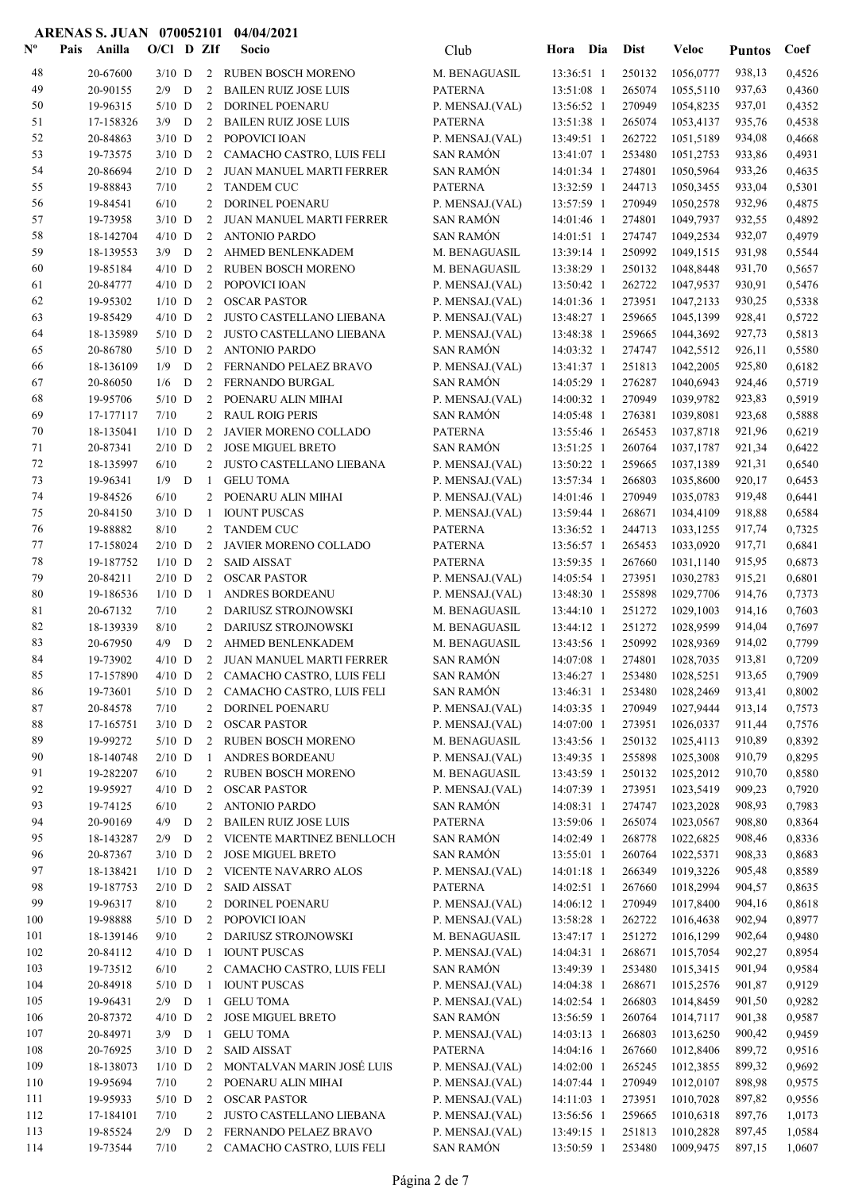ARENAS S. JUAN 070052101 04/04/2021

| Nº | Pais | Anilla | O/Cl | D | ZIf | Socio | Club | Hora | Dia | Dist | Veloc | Puntos | Coef |
|---|---|---|---|---|---|---|---|---|---|---|---|---|---|
| 48 | | 20-67600 | 3/10 | D | 2 | RUBEN BOSCH MORENO | M. BENAGUASIL | 13:36:51 | 1 | 250132 | 1056,0777 | 938,13 | 0,4526 |
| 49 | | 20-90155 | 2/9 | D | 2 | BAILEN RUIZ JOSE LUIS | PATERNA | 13:51:08 | 1 | 265074 | 1055,5110 | 937,63 | 0,4360 |
| 50 | | 19-96315 | 5/10 | D | 2 | DORINEL POENARU | P. MENSAJ.(VAL) | 13:56:52 | 1 | 270949 | 1054,8235 | 937,01 | 0,4352 |
| 51 | | 17-158326 | 3/9 | D | 2 | BAILEN RUIZ JOSE LUIS | PATERNA | 13:51:38 | 1 | 265074 | 1053,4137 | 935,76 | 0,4538 |
| 52 | | 20-84863 | 3/10 | D | 2 | POPOVICI IOAN | P. MENSAJ.(VAL) | 13:49:51 | 1 | 262722 | 1051,5189 | 934,08 | 0,4668 |
| 53 | | 19-73575 | 3/10 | D | 2 | CAMACHO CASTRO, LUIS FELI | SAN RAMÓN | 13:41:07 | 1 | 253480 | 1051,2753 | 933,86 | 0,4931 |
| 54 | | 20-86694 | 2/10 | D | 2 | JUAN MANUEL MARTI FERRER | SAN RAMÓN | 14:01:34 | 1 | 274801 | 1050,5964 | 933,26 | 0,4635 |
| 55 | | 19-88843 | 7/10 | | 2 | TANDEM CUC | PATERNA | 13:32:59 | 1 | 244713 | 1050,3455 | 933,04 | 0,5301 |
| 56 | | 19-84541 | 6/10 | | 2 | DORINEL POENARU | P. MENSAJ.(VAL) | 13:57:59 | 1 | 270949 | 1050,2578 | 932,96 | 0,4875 |
| 57 | | 19-73958 | 3/10 | D | 2 | JUAN MANUEL MARTI FERRER | SAN RAMÓN | 14:01:46 | 1 | 274801 | 1049,7937 | 932,55 | 0,4892 |
| 58 | | 18-142704 | 4/10 | D | 2 | ANTONIO PARDO | SAN RAMÓN | 14:01:51 | 1 | 274747 | 1049,2534 | 932,07 | 0,4979 |
| 59 | | 18-139553 | 3/9 | D | 2 | AHMED BENLENKADEM | M. BENAGUASIL | 13:39:14 | 1 | 250992 | 1049,1515 | 931,98 | 0,5544 |
| 60 | | 19-85184 | 4/10 | D | 2 | RUBEN BOSCH MORENO | M. BENAGUASIL | 13:38:29 | 1 | 250132 | 1048,8448 | 931,70 | 0,5657 |
| 61 | | 20-84777 | 4/10 | D | 2 | POPOVICI IOAN | P. MENSAJ.(VAL) | 13:50:42 | 1 | 262722 | 1047,9537 | 930,91 | 0,5476 |
| 62 | | 19-95302 | 1/10 | D | 2 | OSCAR PASTOR | P. MENSAJ.(VAL) | 14:01:36 | 1 | 273951 | 1047,2133 | 930,25 | 0,5338 |
| 63 | | 19-85429 | 4/10 | D | 2 | JUSTO CASTELLANO LIEBANA | P. MENSAJ.(VAL) | 13:48:27 | 1 | 259665 | 1045,1399 | 928,41 | 0,5722 |
| 64 | | 18-135989 | 5/10 | D | 2 | JUSTO CASTELLANO LIEBANA | P. MENSAJ.(VAL) | 13:48:38 | 1 | 259665 | 1044,3692 | 927,73 | 0,5813 |
| 65 | | 20-86780 | 5/10 | D | 2 | ANTONIO PARDO | SAN RAMÓN | 14:03:32 | 1 | 274747 | 1042,5512 | 926,11 | 0,5580 |
| 66 | | 18-136109 | 1/9 | D | 2 | FERNANDO PELAEZ BRAVO | P. MENSAJ.(VAL) | 13:41:37 | 1 | 251813 | 1042,2005 | 925,80 | 0,6182 |
| 67 | | 20-86050 | 1/6 | D | 2 | FERNANDO BURGAL | SAN RAMÓN | 14:05:29 | 1 | 276287 | 1040,6943 | 924,46 | 0,5719 |
| 68 | | 19-95706 | 5/10 | D | 2 | POENARU ALIN MIHAI | P. MENSAJ.(VAL) | 14:00:32 | 1 | 270949 | 1039,9782 | 923,83 | 0,5919 |
| 69 | | 17-177117 | 7/10 | | 2 | RAUL ROIG PERIS | SAN RAMÓN | 14:05:48 | 1 | 276381 | 1039,8081 | 923,68 | 0,5888 |
| 70 | | 18-135041 | 1/10 | D | 2 | JAVIER MORENO COLLADO | PATERNA | 13:55:46 | 1 | 265453 | 1037,8718 | 921,96 | 0,6219 |
| 71 | | 20-87341 | 2/10 | D | 2 | JOSE MIGUEL BRETO | SAN RAMÓN | 13:51:25 | 1 | 260764 | 1037,1787 | 921,34 | 0,6422 |
| 72 | | 18-135997 | 6/10 | | 2 | JUSTO CASTELLANO LIEBANA | P. MENSAJ.(VAL) | 13:50:22 | 1 | 259665 | 1037,1389 | 921,31 | 0,6540 |
| 73 | | 19-96341 | 1/9 | D | 1 | GELU TOMA | P. MENSAJ.(VAL) | 13:57:34 | 1 | 266803 | 1035,8600 | 920,17 | 0,6453 |
| 74 | | 19-84526 | 6/10 | | 2 | POENARU ALIN MIHAI | P. MENSAJ.(VAL) | 14:01:46 | 1 | 270949 | 1035,0783 | 919,48 | 0,6441 |
| 75 | | 20-84150 | 3/10 | D | 1 | IOUNT PUSCAS | P. MENSAJ.(VAL) | 13:59:44 | 1 | 268671 | 1034,4109 | 918,88 | 0,6584 |
| 76 | | 19-88882 | 8/10 | | 2 | TANDEM CUC | PATERNA | 13:36:52 | 1 | 244713 | 1033,1255 | 917,74 | 0,7325 |
| 77 | | 17-158024 | 2/10 | D | 2 | JAVIER MORENO COLLADO | PATERNA | 13:56:57 | 1 | 265453 | 1033,0920 | 917,71 | 0,6841 |
| 78 | | 19-187752 | 1/10 | D | 2 | SAID AISSAT | PATERNA | 13:59:35 | 1 | 267660 | 1031,1140 | 915,95 | 0,6873 |
| 79 | | 20-84211 | 2/10 | D | 2 | OSCAR PASTOR | P. MENSAJ.(VAL) | 14:05:54 | 1 | 273951 | 1030,2783 | 915,21 | 0,6801 |
| 80 | | 19-186536 | 1/10 | D | 1 | ANDRES BORDEANU | P. MENSAJ.(VAL) | 13:48:30 | 1 | 255898 | 1029,7706 | 914,76 | 0,7373 |
| 81 | | 20-67132 | 7/10 | | 2 | DARIUSZ STROJNOWSKI | M. BENAGUASIL | 13:44:10 | 1 | 251272 | 1029,1003 | 914,16 | 0,7603 |
| 82 | | 18-139339 | 8/10 | | 2 | DARIUSZ STROJNOWSKI | M. BENAGUASIL | 13:44:12 | 1 | 251272 | 1028,9599 | 914,04 | 0,7697 |
| 83 | | 20-67950 | 4/9 | D | 2 | AHMED BENLENKADEM | M. BENAGUASIL | 13:43:56 | 1 | 250992 | 1028,9369 | 914,02 | 0,7799 |
| 84 | | 19-73902 | 4/10 | D | 2 | JUAN MANUEL MARTI FERRER | SAN RAMÓN | 14:07:08 | 1 | 274801 | 1028,7035 | 913,81 | 0,7209 |
| 85 | | 17-157890 | 4/10 | D | 2 | CAMACHO CASTRO, LUIS FELI | SAN RAMÓN | 13:46:27 | 1 | 253480 | 1028,5251 | 913,65 | 0,7909 |
| 86 | | 19-73601 | 5/10 | D | 2 | CAMACHO CASTRO, LUIS FELI | SAN RAMÓN | 13:46:31 | 1 | 253480 | 1028,2469 | 913,41 | 0,8002 |
| 87 | | 20-84578 | 7/10 | | 2 | DORINEL POENARU | P. MENSAJ.(VAL) | 14:03:35 | 1 | 270949 | 1027,9444 | 913,14 | 0,7573 |
| 88 | | 17-165751 | 3/10 | D | 2 | OSCAR PASTOR | P. MENSAJ.(VAL) | 14:07:00 | 1 | 273951 | 1026,0337 | 911,44 | 0,7576 |
| 89 | | 19-99272 | 5/10 | D | 2 | RUBEN BOSCH MORENO | M. BENAGUASIL | 13:43:56 | 1 | 250132 | 1025,4113 | 910,89 | 0,8392 |
| 90 | | 18-140748 | 2/10 | D | 1 | ANDRES BORDEANU | P. MENSAJ.(VAL) | 13:49:35 | 1 | 255898 | 1025,3008 | 910,79 | 0,8295 |
| 91 | | 19-282207 | 6/10 | | 2 | RUBEN BOSCH MORENO | M. BENAGUASIL | 13:43:59 | 1 | 250132 | 1025,2012 | 910,70 | 0,8580 |
| 92 | | 19-95927 | 4/10 | D | 2 | OSCAR PASTOR | P. MENSAJ.(VAL) | 14:07:39 | 1 | 273951 | 1023,5419 | 909,23 | 0,7920 |
| 93 | | 19-74125 | 6/10 | | 2 | ANTONIO PARDO | SAN RAMÓN | 14:08:31 | 1 | 274747 | 1023,2028 | 908,93 | 0,7983 |
| 94 | | 20-90169 | 4/9 | D | 2 | BAILEN RUIZ JOSE LUIS | PATERNA | 13:59:06 | 1 | 265074 | 1023,0567 | 908,80 | 0,8364 |
| 95 | | 18-143287 | 2/9 | D | 2 | VICENTE MARTINEZ BENLLOCH | SAN RAMÓN | 14:02:49 | 1 | 268778 | 1022,6825 | 908,46 | 0,8336 |
| 96 | | 20-87367 | 3/10 | D | 2 | JOSE MIGUEL BRETO | SAN RAMÓN | 13:55:01 | 1 | 260764 | 1022,5371 | 908,33 | 0,8683 |
| 97 | | 18-138421 | 1/10 | D | 2 | VICENTE NAVARRO ALOS | P. MENSAJ.(VAL) | 14:01:18 | 1 | 266349 | 1019,3226 | 905,48 | 0,8589 |
| 98 | | 19-187753 | 2/10 | D | 2 | SAID AISSAT | PATERNA | 14:02:51 | 1 | 267660 | 1018,2994 | 904,57 | 0,8635 |
| 99 | | 19-96317 | 8/10 | | 2 | DORINEL POENARU | P. MENSAJ.(VAL) | 14:06:12 | 1 | 270949 | 1017,8400 | 904,16 | 0,8618 |
| 100 | | 19-98888 | 5/10 | D | 2 | POPOVICI IOAN | P. MENSAJ.(VAL) | 13:58:28 | 1 | 262722 | 1016,4638 | 902,94 | 0,8977 |
| 101 | | 18-139146 | 9/10 | | 2 | DARIUSZ STROJNOWSKI | M. BENAGUASIL | 13:47:17 | 1 | 251272 | 1016,1299 | 902,64 | 0,9480 |
| 102 | | 20-84112 | 4/10 | D | 1 | IOUNT PUSCAS | P. MENSAJ.(VAL) | 14:04:31 | 1 | 268671 | 1015,7054 | 902,27 | 0,8954 |
| 103 | | 19-73512 | 6/10 | | 2 | CAMACHO CASTRO, LUIS FELI | SAN RAMÓN | 13:49:39 | 1 | 253480 | 1015,3415 | 901,94 | 0,9584 |
| 104 | | 20-84918 | 5/10 | D | 1 | IOUNT PUSCAS | P. MENSAJ.(VAL) | 14:04:38 | 1 | 268671 | 1015,2576 | 901,87 | 0,9129 |
| 105 | | 19-96431 | 2/9 | D | 1 | GELU TOMA | P. MENSAJ.(VAL) | 14:02:54 | 1 | 266803 | 1014,8459 | 901,50 | 0,9282 |
| 106 | | 20-87372 | 4/10 | D | 2 | JOSE MIGUEL BRETO | SAN RAMÓN | 13:56:59 | 1 | 260764 | 1014,7117 | 901,38 | 0,9587 |
| 107 | | 20-84971 | 3/9 | D | 1 | GELU TOMA | P. MENSAJ.(VAL) | 14:03:13 | 1 | 266803 | 1013,6250 | 900,42 | 0,9459 |
| 108 | | 20-76925 | 3/10 | D | 2 | SAID AISSAT | PATERNA | 14:04:16 | 1 | 267660 | 1012,8406 | 899,72 | 0,9516 |
| 109 | | 18-138073 | 1/10 | D | 2 | MONTALVAN MARIN JOSÉ LUIS | P. MENSAJ.(VAL) | 14:02:00 | 1 | 265245 | 1012,3855 | 899,32 | 0,9692 |
| 110 | | 19-95694 | 7/10 | | 2 | POENARU ALIN MIHAI | P. MENSAJ.(VAL) | 14:07:44 | 1 | 270949 | 1012,0107 | 898,98 | 0,9575 |
| 111 | | 19-95933 | 5/10 | D | 2 | OSCAR PASTOR | P. MENSAJ.(VAL) | 14:11:03 | 1 | 273951 | 1010,7028 | 897,82 | 0,9556 |
| 112 | | 17-184101 | 7/10 | | 2 | JUSTO CASTELLANO LIEBANA | P. MENSAJ.(VAL) | 13:56:56 | 1 | 259665 | 1010,6318 | 897,76 | 1,0173 |
| 113 | | 19-85524 | 2/9 | D | 2 | FERNANDO PELAEZ BRAVO | P. MENSAJ.(VAL) | 13:49:15 | 1 | 251813 | 1010,2828 | 897,45 | 1,0584 |
| 114 | | 19-73544 | 7/10 | | 2 | CAMACHO CASTRO, LUIS FELI | SAN RAMÓN | 13:50:59 | 1 | 253480 | 1009,9475 | 897,15 | 1,0607 |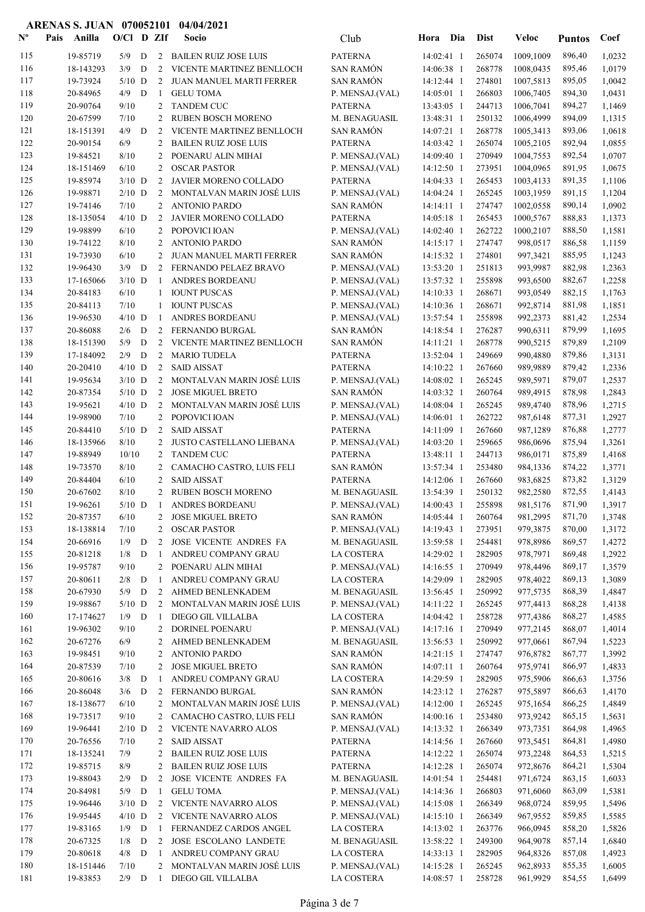**ARENAS S. JUAN 070052101 04/04/2021**

| Nº | Pais | Anilla | O/Cl | D | ZIf | Socio | Club | Hora | Dia | Dist | Veloc | Puntos | Coef |
|---|---|---|---|---|---|---|---|---|---|---|---|---|---|
| 115 | | 19-85719 | 5/9 | D | 2 | BAILEN RUIZ JOSE LUIS | PATERNA | 14:02:41 | 1 | 265074 | 1009,1009 | 896,40 | 1,0232 |
| 116 | | 18-143293 | 3/9 | D | 2 | VICENTE MARTINEZ BENLLOCH | SAN RAMÓN | 14:06:38 | 1 | 268778 | 1008,0435 | 895,46 | 1,0179 |
| 117 | | 19-73924 | 5/10 | D | 2 | JUAN MANUEL MARTI FERRER | SAN RAMÓN | 14:12:44 | 1 | 274801 | 1007,5813 | 895,05 | 1,0042 |
| 118 | | 20-84965 | 4/9 | D | 1 | GELU TOMA | P. MENSAJ.(VAL) | 14:05:01 | 1 | 266803 | 1006,7405 | 894,30 | 1,0431 |
| 119 | | 20-90764 | 9/10 | | 2 | TANDEM CUC | PATERNA | 13:43:05 | 1 | 244713 | 1006,7041 | 894,27 | 1,1469 |
| 120 | | 20-67599 | 7/10 | | 2 | RUBEN BOSCH MORENO | M. BENAGUASIL | 13:48:31 | 1 | 250132 | 1006,4999 | 894,09 | 1,1315 |
| 121 | | 18-151391 | 4/9 | D | 2 | VICENTE MARTINEZ BENLLOCH | SAN RAMÓN | 14:07:21 | 1 | 268778 | 1005,3413 | 893,06 | 1,0618 |
| 122 | | 20-90154 | 6/9 | | 2 | BAILEN RUIZ JOSE LUIS | PATERNA | 14:03:42 | 1 | 265074 | 1005,2105 | 892,94 | 1,0855 |
| 123 | | 19-84521 | 8/10 | | 2 | POENARU ALIN MIHAI | P. MENSAJ.(VAL) | 14:09:40 | 1 | 270949 | 1004,7553 | 892,54 | 1,0707 |
| 124 | | 18-151469 | 6/10 | | 2 | OSCAR PASTOR | P. MENSAJ.(VAL) | 14:12:50 | 1 | 273951 | 1004,0965 | 891,95 | 1,0675 |
| 125 | | 19-85974 | 3/10 | D | 2 | JAVIER MORENO COLLADO | PATERNA | 14:04:33 | 1 | 265453 | 1003,4133 | 891,35 | 1,1106 |
| 126 | | 19-98871 | 2/10 | D | 2 | MONTALVAN MARIN JOSÉ LUIS | P. MENSAJ.(VAL) | 14:04:24 | 1 | 265245 | 1003,1959 | 891,15 | 1,1204 |
| 127 | | 19-74146 | 7/10 | | 2 | ANTONIO PARDO | SAN RAMÓN | 14:14:11 | 1 | 274747 | 1002,0558 | 890,14 | 1,0902 |
| 128 | | 18-135054 | 4/10 | D | 2 | JAVIER MORENO COLLADO | PATERNA | 14:05:18 | 1 | 265453 | 1000,5767 | 888,83 | 1,1373 |
| 129 | | 19-98899 | 6/10 | | 2 | POPOVICI IOAN | P. MENSAJ.(VAL) | 14:02:40 | 1 | 262722 | 1000,2107 | 888,50 | 1,1581 |
| 130 | | 19-74122 | 8/10 | | 2 | ANTONIO PARDO | SAN RAMÓN | 14:15:17 | 1 | 274747 | 998,0517 | 886,58 | 1,1159 |
| 131 | | 19-73930 | 6/10 | | 2 | JUAN MANUEL MARTI FERRER | SAN RAMÓN | 14:15:32 | 1 | 274801 | 997,3421 | 885,95 | 1,1243 |
| 132 | | 19-96430 | 3/9 | D | 2 | FERNANDO PELAEZ BRAVO | P. MENSAJ.(VAL) | 13:53:20 | 1 | 251813 | 993,9987 | 882,98 | 1,2363 |
| 133 | | 17-165066 | 3/10 | D | 1 | ANDRES BORDEANU | P. MENSAJ.(VAL) | 13:57:32 | 1 | 255898 | 993,6500 | 882,67 | 1,2258 |
| 134 | | 20-84183 | 6/10 | | 1 | IOUNT PUSCAS | P. MENSAJ.(VAL) | 14:10:33 | 1 | 268671 | 993,0549 | 882,15 | 1,1763 |
| 135 | | 20-84113 | 7/10 | | 1 | IOUNT PUSCAS | P. MENSAJ.(VAL) | 14:10:36 | 1 | 268671 | 992,8714 | 881,98 | 1,1851 |
| 136 | | 19-96530 | 4/10 | D | 1 | ANDRES BORDEANU | P. MENSAJ.(VAL) | 13:57:54 | 1 | 255898 | 992,2373 | 881,42 | 1,2534 |
| 137 | | 20-86088 | 2/6 | D | 2 | FERNANDO BURGAL | SAN RAMÓN | 14:18:54 | 1 | 276287 | 990,6311 | 879,99 | 1,1695 |
| 138 | | 18-151390 | 5/9 | D | 2 | VICENTE MARTINEZ BENLLOCH | SAN RAMÓN | 14:11:21 | 1 | 268778 | 990,5215 | 879,89 | 1,2109 |
| 139 | | 17-184092 | 2/9 | D | 2 | MARIO TUDELA | PATERNA | 13:52:04 | 1 | 249669 | 990,4880 | 879,86 | 1,3131 |
| 140 | | 20-20410 | 4/10 | D | 2 | SAID AISSAT | PATERNA | 14:10:22 | 1 | 267660 | 989,9889 | 879,42 | 1,2336 |
| 141 | | 19-95634 | 3/10 | D | 2 | MONTALVAN MARIN JOSÉ LUIS | P. MENSAJ.(VAL) | 14:08:02 | 1 | 265245 | 989,5971 | 879,07 | 1,2537 |
| 142 | | 20-87354 | 5/10 | D | 2 | JOSE MIGUEL BRETO | SAN RAMÓN | 14:03:32 | 1 | 260764 | 989,4915 | 878,98 | 1,2843 |
| 143 | | 19-95621 | 4/10 | D | 2 | MONTALVAN MARIN JOSÉ LUIS | P. MENSAJ.(VAL) | 14:08:04 | 1 | 265245 | 989,4740 | 878,96 | 1,2715 |
| 144 | | 19-98900 | 7/10 | | 2 | POPOVICI IOAN | P. MENSAJ.(VAL) | 14:06:01 | 1 | 262722 | 987,6148 | 877,31 | 1,2927 |
| 145 | | 20-84410 | 5/10 | D | 2 | SAID AISSAT | PATERNA | 14:11:09 | 1 | 267660 | 987,1289 | 876,88 | 1,2777 |
| 146 | | 18-135966 | 8/10 | | 2 | JUSTO CASTELLANO LIEBANA | P. MENSAJ.(VAL) | 14:03:20 | 1 | 259665 | 986,0696 | 875,94 | 1,3261 |
| 147 | | 19-88949 | 10/10 | | 2 | TANDEM CUC | PATERNA | 13:48:11 | 1 | 244713 | 986,0171 | 875,89 | 1,4168 |
| 148 | | 19-73570 | 8/10 | | 2 | CAMACHO CASTRO, LUIS FELI | SAN RAMÓN | 13:57:34 | 1 | 253480 | 984,1336 | 874,22 | 1,3771 |
| 149 | | 20-84404 | 6/10 | | 2 | SAID AISSAT | PATERNA | 14:12:06 | 1 | 267660 | 983,6825 | 873,82 | 1,3129 |
| 150 | | 20-67602 | 8/10 | | 2 | RUBEN BOSCH MORENO | M. BENAGUASIL | 13:54:39 | 1 | 250132 | 982,2580 | 872,55 | 1,4143 |
| 151 | | 19-96261 | 5/10 | D | 1 | ANDRES BORDEANU | P. MENSAJ.(VAL) | 14:00:43 | 1 | 255898 | 981,5176 | 871,90 | 1,3917 |
| 152 | | 20-87357 | 6/10 | | 2 | JOSE MIGUEL BRETO | SAN RAMÓN | 14:05:44 | 1 | 260764 | 981,2995 | 871,70 | 1,3748 |
| 153 | | 18-138814 | 7/10 | | 2 | OSCAR PASTOR | P. MENSAJ.(VAL) | 14:19:43 | 1 | 273951 | 979,3875 | 870,00 | 1,3172 |
| 154 | | 20-66916 | 1/9 | D | 2 | JOSE VICENTE ANDRES FA | M. BENAGUASIL | 13:59:58 | 1 | 254481 | 978,8986 | 869,57 | 1,4272 |
| 155 | | 20-81218 | 1/8 | D | 1 | ANDREU COMPANY GRAU | LA COSTERA | 14:29:02 | 1 | 282905 | 978,7971 | 869,48 | 1,2922 |
| 156 | | 19-95787 | 9/10 | | 2 | POENARU ALIN MIHAI | P. MENSAJ.(VAL) | 14:16:55 | 1 | 270949 | 978,4496 | 869,17 | 1,3579 |
| 157 | | 20-80611 | 2/8 | D | 1 | ANDREU COMPANY GRAU | LA COSTERA | 14:29:09 | 1 | 282905 | 978,4022 | 869,13 | 1,3089 |
| 158 | | 20-67930 | 5/9 | D | 2 | AHMED BENLENKADEM | M. BENAGUASIL | 13:56:45 | 1 | 250992 | 977,5735 | 868,39 | 1,4847 |
| 159 | | 19-98867 | 5/10 | D | 2 | MONTALVAN MARIN JOSÉ LUIS | P. MENSAJ.(VAL) | 14:11:22 | 1 | 265245 | 977,4413 | 868,28 | 1,4138 |
| 160 | | 17-174627 | 1/9 | D | 1 | DIEGO GIL VILLALBA | LA COSTERA | 14:04:42 | 1 | 258728 | 977,4386 | 868,27 | 1,4585 |
| 161 | | 19-96302 | 9/10 | | 2 | DORINEL POENARU | P. MENSAJ.(VAL) | 14:17:16 | 1 | 270949 | 977,2145 | 868,07 | 1,4014 |
| 162 | | 20-67276 | 6/9 | | 2 | AHMED BENLENKADEM | M. BENAGUASIL | 13:56:53 | 1 | 250992 | 977,0661 | 867,94 | 1,5223 |
| 163 | | 19-98451 | 9/10 | | 2 | ANTONIO PARDO | SAN RAMÓN | 14:21:15 | 1 | 274747 | 976,8782 | 867,77 | 1,3992 |
| 164 | | 20-87539 | 7/10 | | 2 | JOSE MIGUEL BRETO | SAN RAMÓN | 14:07:11 | 1 | 260764 | 975,9741 | 866,97 | 1,4833 |
| 165 | | 20-80616 | 3/8 | D | 1 | ANDREU COMPANY GRAU | LA COSTERA | 14:29:59 | 1 | 282905 | 975,5906 | 866,63 | 1,3756 |
| 166 | | 20-86048 | 3/6 | D | 2 | FERNANDO BURGAL | SAN RAMÓN | 14:23:12 | 1 | 276287 | 975,5897 | 866,63 | 1,4170 |
| 167 | | 18-138677 | 6/10 | | 2 | MONTALVAN MARIN JOSÉ LUIS | P. MENSAJ.(VAL) | 14:12:00 | 1 | 265245 | 975,1654 | 866,25 | 1,4849 |
| 168 | | 19-73517 | 9/10 | | 2 | CAMACHO CASTRO, LUIS FELI | SAN RAMÓN | 14:00:16 | 1 | 253480 | 973,9242 | 865,15 | 1,5631 |
| 169 | | 19-96441 | 2/10 | D | 2 | VICENTE NAVARRO ALOS | P. MENSAJ.(VAL) | 14:13:32 | 1 | 266349 | 973,7351 | 864,98 | 1,4965 |
| 170 | | 20-76556 | 7/10 | | 2 | SAID AISSAT | PATERNA | 14:14:56 | 1 | 267660 | 973,5451 | 864,81 | 1,4980 |
| 171 | | 18-135241 | 7/9 | | 2 | BAILEN RUIZ JOSE LUIS | PATERNA | 14:12:22 | 1 | 265074 | 973,2248 | 864,53 | 1,5215 |
| 172 | | 19-85715 | 8/9 | | 2 | BAILEN RUIZ JOSE LUIS | PATERNA | 14:12:28 | 1 | 265074 | 972,8676 | 864,21 | 1,5304 |
| 173 | | 19-88043 | 2/9 | D | 2 | JOSE VICENTE ANDRES FA | M. BENAGUASIL | 14:01:54 | 1 | 254481 | 971,6724 | 863,15 | 1,6033 |
| 174 | | 20-84981 | 5/9 | D | 1 | GELU TOMA | P. MENSAJ.(VAL) | 14:14:36 | 1 | 266803 | 971,6060 | 863,09 | 1,5381 |
| 175 | | 19-96446 | 3/10 | D | 2 | VICENTE NAVARRO ALOS | P. MENSAJ.(VAL) | 14:15:08 | 1 | 266349 | 968,0724 | 859,95 | 1,5496 |
| 176 | | 19-95445 | 4/10 | D | 2 | VICENTE NAVARRO ALOS | P. MENSAJ.(VAL) | 14:15:10 | 1 | 266349 | 967,9552 | 859,85 | 1,5585 |
| 177 | | 19-83165 | 1/9 | D | 1 | FERNANDEZ CARDOS ANGEL | LA COSTERA | 14:13:02 | 1 | 263776 | 966,0945 | 858,20 | 1,5826 |
| 178 | | 20-67325 | 1/8 | D | 2 | JOSE ESCOLANO LANDETE | M. BENAGUASIL | 13:58:22 | 1 | 249300 | 964,9078 | 857,14 | 1,6840 |
| 179 | | 20-80618 | 4/8 | D | 1 | ANDREU COMPANY GRAU | LA COSTERA | 14:33:13 | 1 | 282905 | 964,8326 | 857,08 | 1,4923 |
| 180 | | 18-151446 | 7/10 | | 2 | MONTALVAN MARIN JOSÉ LUIS | P. MENSAJ.(VAL) | 14:15:28 | 1 | 265245 | 962,8933 | 855,35 | 1,6005 |
| 181 | | 19-83853 | 2/9 | D | 1 | DIEGO GIL VILLALBA | LA COSTERA | 14:08:57 | 1 | 258728 | 961,9929 | 854,55 | 1,6499 |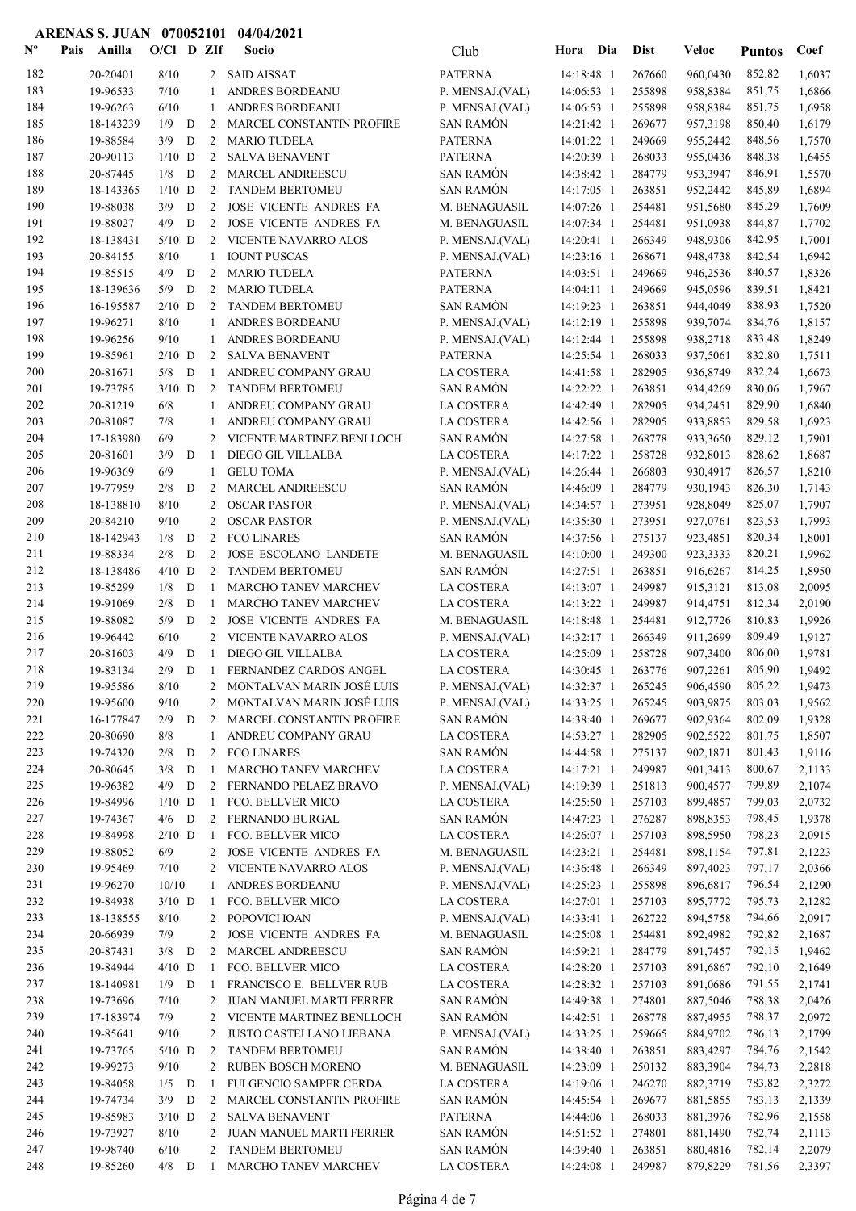ARENAS S. JUAN 070052101 04/04/2021

| Nº | Pais | Anilla | O/Cl | D | ZIf | Socio | Club | Hora | Dia | Dist | Veloc | Puntos | Coef |
|---|---|---|---|---|---|---|---|---|---|---|---|---|---|
| 182 | | 20-20401 | 8/10 | | 2 | SAID AISSAT | PATERNA | 14:18:48 | 1 | 267660 | 960,0430 | 852,82 | 1,6037 |
| 183 | | 19-96533 | 7/10 | | 1 | ANDRES BORDEANU | P. MENSAJ.(VAL) | 14:06:53 | 1 | 255898 | 958,8384 | 851,75 | 1,6866 |
| 184 | | 19-96263 | 6/10 | | 1 | ANDRES BORDEANU | P. MENSAJ.(VAL) | 14:06:53 | 1 | 255898 | 958,8384 | 851,75 | 1,6958 |
| 185 | | 18-143239 | 1/9 | D | 2 | MARCEL CONSTANTIN PROFIRE | SAN RAMÓN | 14:21:42 | 1 | 269677 | 957,3198 | 850,40 | 1,6179 |
| 186 | | 19-88584 | 3/9 | D | 2 | MARIO TUDELA | PATERNA | 14:01:22 | 1 | 249669 | 955,2442 | 848,56 | 1,7570 |
| 187 | | 20-90113 | 1/10 | D | 2 | SALVA BENAVENT | PATERNA | 14:20:39 | 1 | 268033 | 955,0436 | 848,38 | 1,6455 |
| 188 | | 20-87445 | 1/8 | D | 2 | MARCEL ANDREESCU | SAN RAMÓN | 14:38:42 | 1 | 284779 | 953,3947 | 846,91 | 1,5570 |
| 189 | | 18-143365 | 1/10 | D | 2 | TANDEM BERTOMEU | SAN RAMÓN | 14:17:05 | 1 | 263851 | 952,2442 | 845,89 | 1,6894 |
| 190 | | 19-88038 | 3/9 | D | 2 | JOSE VICENTE ANDRES FA | M. BENAGUASIL | 14:07:26 | 1 | 254481 | 951,5680 | 845,29 | 1,7609 |
| 191 | | 19-88027 | 4/9 | D | 2 | JOSE VICENTE ANDRES FA | M. BENAGUASIL | 14:07:34 | 1 | 254481 | 951,0938 | 844,87 | 1,7702 |
| 192 | | 18-138431 | 5/10 | D | 2 | VICENTE NAVARRO ALOS | P. MENSAJ.(VAL) | 14:20:41 | 1 | 266349 | 948,9306 | 842,95 | 1,7001 |
| 193 | | 20-84155 | 8/10 | | 1 | IOUNT PUSCAS | P. MENSAJ.(VAL) | 14:23:16 | 1 | 268671 | 948,4738 | 842,54 | 1,6942 |
| 194 | | 19-85515 | 4/9 | D | 2 | MARIO TUDELA | PATERNA | 14:03:51 | 1 | 249669 | 946,2536 | 840,57 | 1,8326 |
| 195 | | 18-139636 | 5/9 | D | 2 | MARIO TUDELA | PATERNA | 14:04:11 | 1 | 249669 | 945,0596 | 839,51 | 1,8421 |
| 196 | | 16-195587 | 2/10 | D | 2 | TANDEM BERTOMEU | SAN RAMÓN | 14:19:23 | 1 | 263851 | 944,4049 | 838,93 | 1,7520 |
| 197 | | 19-96271 | 8/10 | | 1 | ANDRES BORDEANU | P. MENSAJ.(VAL) | 14:12:19 | 1 | 255898 | 939,7074 | 834,76 | 1,8157 |
| 198 | | 19-96256 | 9/10 | | 1 | ANDRES BORDEANU | P. MENSAJ.(VAL) | 14:12:44 | 1 | 255898 | 938,2718 | 833,48 | 1,8249 |
| 199 | | 19-85961 | 2/10 | D | 2 | SALVA BENAVENT | PATERNA | 14:25:54 | 1 | 268033 | 937,5061 | 832,80 | 1,7511 |
| 200 | | 20-81671 | 5/8 | D | 1 | ANDREU COMPANY GRAU | LA COSTERA | 14:41:58 | 1 | 282905 | 936,8749 | 832,24 | 1,6673 |
| 201 | | 19-73785 | 3/10 | D | 2 | TANDEM BERTOMEU | SAN RAMÓN | 14:22:22 | 1 | 263851 | 934,4269 | 830,06 | 1,7967 |
| 202 | | 20-81219 | 6/8 | | 1 | ANDREU COMPANY GRAU | LA COSTERA | 14:42:49 | 1 | 282905 | 934,2451 | 829,90 | 1,6840 |
| 203 | | 20-81087 | 7/8 | | 1 | ANDREU COMPANY GRAU | LA COSTERA | 14:42:56 | 1 | 282905 | 933,8853 | 829,58 | 1,6923 |
| 204 | | 17-183980 | 6/9 | | 2 | VICENTE MARTINEZ BENLLOCH | SAN RAMÓN | 14:27:58 | 1 | 268778 | 933,3650 | 829,12 | 1,7901 |
| 205 | | 20-81601 | 3/9 | D | 1 | DIEGO GIL VILLALBA | LA COSTERA | 14:17:22 | 1 | 258728 | 932,8013 | 828,62 | 1,8687 |
| 206 | | 19-96369 | 6/9 | | 1 | GELU TOMA | P. MENSAJ.(VAL) | 14:26:44 | 1 | 266803 | 930,4917 | 826,57 | 1,8210 |
| 207 | | 19-77959 | 2/8 | D | 2 | MARCEL ANDREESCU | SAN RAMÓN | 14:46:09 | 1 | 284779 | 930,1943 | 826,30 | 1,7143 |
| 208 | | 18-138810 | 8/10 | | 2 | OSCAR PASTOR | P. MENSAJ.(VAL) | 14:34:57 | 1 | 273951 | 928,8049 | 825,07 | 1,7907 |
| 209 | | 20-84210 | 9/10 | | 2 | OSCAR PASTOR | P. MENSAJ.(VAL) | 14:35:30 | 1 | 273951 | 927,0761 | 823,53 | 1,7993 |
| 210 | | 18-142943 | 1/8 | D | 2 | FCO LINARES | SAN RAMÓN | 14:37:56 | 1 | 275137 | 923,4851 | 820,34 | 1,8001 |
| 211 | | 19-88334 | 2/8 | D | 2 | JOSE ESCOLANO LANDETE | M. BENAGUASIL | 14:10:00 | 1 | 249300 | 923,3333 | 820,21 | 1,9962 |
| 212 | | 18-138486 | 4/10 | D | 2 | TANDEM BERTOMEU | SAN RAMÓN | 14:27:51 | 1 | 263851 | 916,6267 | 814,25 | 1,8950 |
| 213 | | 19-85299 | 1/8 | D | 1 | MARCHO TANEV MARCHEV | LA COSTERA | 14:13:07 | 1 | 249987 | 915,3121 | 813,08 | 2,0095 |
| 214 | | 19-91069 | 2/8 | D | 1 | MARCHO TANEV MARCHEV | LA COSTERA | 14:13:22 | 1 | 249987 | 914,4751 | 812,34 | 2,0190 |
| 215 | | 19-88082 | 5/9 | D | 2 | JOSE VICENTE ANDRES FA | M. BENAGUASIL | 14:18:48 | 1 | 254481 | 912,7726 | 810,83 | 1,9926 |
| 216 | | 19-96442 | 6/10 | | 2 | VICENTE NAVARRO ALOS | P. MENSAJ.(VAL) | 14:32:17 | 1 | 266349 | 911,2699 | 809,49 | 1,9127 |
| 217 | | 20-81603 | 4/9 | D | 1 | DIEGO GIL VILLALBA | LA COSTERA | 14:25:09 | 1 | 258728 | 907,3400 | 806,00 | 1,9781 |
| 218 | | 19-83134 | 2/9 | D | 1 | FERNANDEZ CARDOS ANGEL | LA COSTERA | 14:30:45 | 1 | 263776 | 907,2261 | 805,90 | 1,9492 |
| 219 | | 19-95586 | 8/10 | | 2 | MONTALVAN MARIN JOSÉ LUIS | P. MENSAJ.(VAL) | 14:32:37 | 1 | 265245 | 906,4590 | 805,22 | 1,9473 |
| 220 | | 19-95600 | 9/10 | | 2 | MONTALVAN MARIN JOSÉ LUIS | P. MENSAJ.(VAL) | 14:33:25 | 1 | 265245 | 903,9875 | 803,03 | 1,9562 |
| 221 | | 16-177847 | 2/9 | D | 2 | MARCEL CONSTANTIN PROFIRE | SAN RAMÓN | 14:38:40 | 1 | 269677 | 902,9364 | 802,09 | 1,9328 |
| 222 | | 20-80690 | 8/8 | | 1 | ANDREU COMPANY GRAU | LA COSTERA | 14:53:27 | 1 | 282905 | 902,5522 | 801,75 | 1,8507 |
| 223 | | 19-74320 | 2/8 | D | 2 | FCO LINARES | SAN RAMÓN | 14:44:58 | 1 | 275137 | 902,1871 | 801,43 | 1,9116 |
| 224 | | 20-80645 | 3/8 | D | 1 | MARCHO TANEV MARCHEV | LA COSTERA | 14:17:21 | 1 | 249987 | 901,3413 | 800,67 | 2,1133 |
| 225 | | 19-96382 | 4/9 | D | 2 | FERNANDO PELAEZ BRAVO | P. MENSAJ.(VAL) | 14:19:39 | 1 | 251813 | 900,4577 | 799,89 | 2,1074 |
| 226 | | 19-84996 | 1/10 | D | 1 | FCO. BELLVER MICO | LA COSTERA | 14:25:50 | 1 | 257103 | 899,4857 | 799,03 | 2,0732 |
| 227 | | 19-74367 | 4/6 | D | 2 | FERNANDO BURGAL | SAN RAMÓN | 14:47:23 | 1 | 276287 | 898,8353 | 798,45 | 1,9378 |
| 228 | | 19-84998 | 2/10 | D | 1 | FCO. BELLVER MICO | LA COSTERA | 14:26:07 | 1 | 257103 | 898,5950 | 798,23 | 2,0915 |
| 229 | | 19-88052 | 6/9 | | 2 | JOSE VICENTE ANDRES FA | M. BENAGUASIL | 14:23:21 | 1 | 254481 | 898,1154 | 797,81 | 2,1223 |
| 230 | | 19-95469 | 7/10 | | 2 | VICENTE NAVARRO ALOS | P. MENSAJ.(VAL) | 14:36:48 | 1 | 266349 | 897,4023 | 797,17 | 2,0366 |
| 231 | | 19-96270 | 10/10 | | 1 | ANDRES BORDEANU | P. MENSAJ.(VAL) | 14:25:23 | 1 | 255898 | 896,6817 | 796,54 | 2,1290 |
| 232 | | 19-84938 | 3/10 | D | 1 | FCO. BELLVER MICO | LA COSTERA | 14:27:01 | 1 | 257103 | 895,7772 | 795,73 | 2,1282 |
| 233 | | 18-138555 | 8/10 | | 2 | POPOVICI IOAN | P. MENSAJ.(VAL) | 14:33:41 | 1 | 262722 | 894,5758 | 794,66 | 2,0917 |
| 234 | | 20-66939 | 7/9 | | 2 | JOSE VICENTE ANDRES FA | M. BENAGUASIL | 14:25:08 | 1 | 254481 | 892,4982 | 792,82 | 2,1687 |
| 235 | | 20-87431 | 3/8 | D | 2 | MARCEL ANDREESCU | SAN RAMÓN | 14:59:21 | 1 | 284779 | 891,7457 | 792,15 | 1,9462 |
| 236 | | 19-84944 | 4/10 | D | 1 | FCO. BELLVER MICO | LA COSTERA | 14:28:20 | 1 | 257103 | 891,6867 | 792,10 | 2,1649 |
| 237 | | 18-140981 | 1/9 | D | 1 | FRANCISCO E. BELLVER RUB | LA COSTERA | 14:28:32 | 1 | 257103 | 891,0686 | 791,55 | 2,1741 |
| 238 | | 19-73696 | 7/10 | | 2 | JUAN MANUEL MARTI FERRER | SAN RAMÓN | 14:49:38 | 1 | 274801 | 887,5046 | 788,38 | 2,0426 |
| 239 | | 17-183974 | 7/9 | | 2 | VICENTE MARTINEZ BENLLOCH | SAN RAMÓN | 14:42:51 | 1 | 268778 | 887,4955 | 788,37 | 2,0972 |
| 240 | | 19-85641 | 9/10 | | 2 | JUSTO CASTELLANO LIEBANA | P. MENSAJ.(VAL) | 14:33:25 | 1 | 259665 | 884,9702 | 786,13 | 2,1799 |
| 241 | | 19-73765 | 5/10 | D | 2 | TANDEM BERTOMEU | SAN RAMÓN | 14:38:40 | 1 | 263851 | 883,4297 | 784,76 | 2,1542 |
| 242 | | 19-99273 | 9/10 | | 2 | RUBEN BOSCH MORENO | M. BENAGUASIL | 14:23:09 | 1 | 250132 | 883,3904 | 784,73 | 2,2818 |
| 243 | | 19-84058 | 1/5 | D | 1 | FULGENCIO SAMPER CERDA | LA COSTERA | 14:19:06 | 1 | 246270 | 882,3719 | 783,82 | 2,3272 |
| 244 | | 19-74734 | 3/9 | D | 2 | MARCEL CONSTANTIN PROFIRE | SAN RAMÓN | 14:45:54 | 1 | 269677 | 881,5855 | 783,13 | 2,1339 |
| 245 | | 19-85983 | 3/10 | D | 2 | SALVA BENAVENT | PATERNA | 14:44:06 | 1 | 268033 | 881,3976 | 782,96 | 2,1558 |
| 246 | | 19-73927 | 8/10 | | 2 | JUAN MANUEL MARTI FERRER | SAN RAMÓN | 14:51:52 | 1 | 274801 | 881,1490 | 782,74 | 2,1113 |
| 247 | | 19-98740 | 6/10 | | 2 | TANDEM BERTOMEU | SAN RAMÓN | 14:39:40 | 1 | 263851 | 880,4816 | 782,14 | 2,2079 |
| 248 | | 19-85260 | 4/8 | D | 1 | MARCHO TANEV MARCHEV | LA COSTERA | 14:24:08 | 1 | 249987 | 879,8229 | 781,56 | 2,3397 |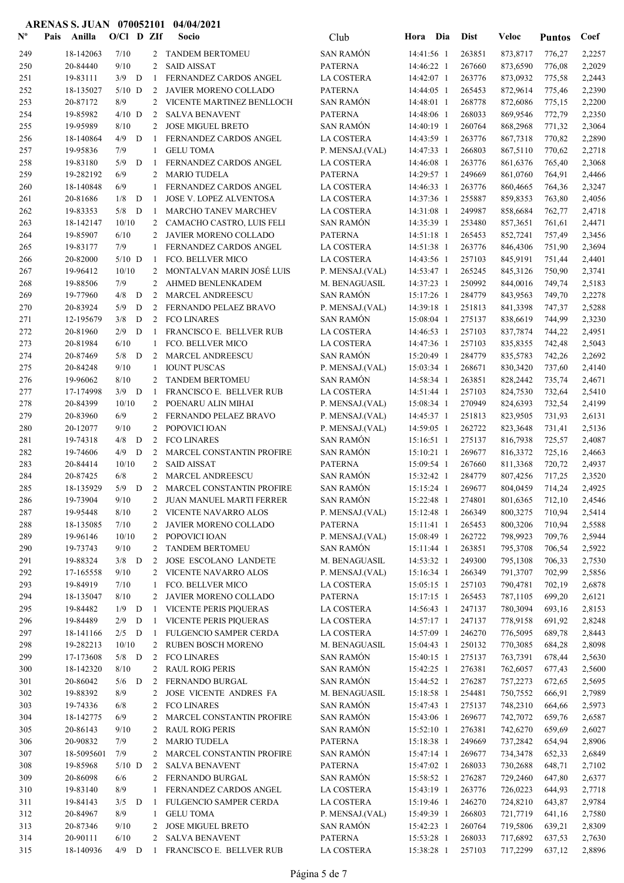**ARENAS S. JUAN 070052101 04/04/2021**

| Nº | Pais | Anilla | O/Cl | D | ZIf | Socio | Club | Hora | Dia | Dist | Veloc | Puntos | Coef |
|---|---|---|---|---|---|---|---|---|---|---|---|---|---|
| 249 | | 18-142063 | 7/10 | | 2 | TANDEM BERTOMEU | SAN RAMÓN | 14:41:56 | 1 | 263851 | 873,8717 | 776,27 | 2,2257 |
| 250 | | 20-84440 | 9/10 | | 2 | SAID AISSAT | PATERNA | 14:46:22 | 1 | 267660 | 873,6590 | 776,08 | 2,2029 |
| 251 | | 19-83111 | 3/9 | D | 1 | FERNANDEZ CARDOS ANGEL | LA COSTERA | 14:42:07 | 1 | 263776 | 873,0932 | 775,58 | 2,2443 |
| 252 | | 18-135027 | 5/10 | D | 2 | JAVIER MORENO COLLADO | PATERNA | 14:44:05 | 1 | 265453 | 872,9614 | 775,46 | 2,2390 |
| 253 | | 20-87172 | 8/9 | | 2 | VICENTE MARTINEZ BENLLOCH | SAN RAMÓN | 14:48:01 | 1 | 268778 | 872,6086 | 775,15 | 2,2200 |
| 254 | | 19-85982 | 4/10 | D | 2 | SALVA BENAVENT | PATERNA | 14:48:06 | 1 | 268033 | 869,9546 | 772,79 | 2,2350 |
| 255 | | 19-95989 | 8/10 | | 2 | JOSE MIGUEL BRETO | SAN RAMÓN | 14:40:19 | 1 | 260764 | 868,2968 | 771,32 | 2,3064 |
| 256 | | 18-140864 | 4/9 | D | 1 | FERNANDEZ CARDOS ANGEL | LA COSTERA | 14:43:59 | 1 | 263776 | 867,7318 | 770,82 | 2,2890 |
| 257 | | 19-95836 | 7/9 | | 1 | GELU TOMA | P. MENSAJ.(VAL) | 14:47:33 | 1 | 266803 | 867,5110 | 770,62 | 2,2718 |
| 258 | | 19-83180 | 5/9 | D | 1 | FERNANDEZ CARDOS ANGEL | LA COSTERA | 14:46:08 | 1 | 263776 | 861,6376 | 765,40 | 2,3068 |
| 259 | | 19-282192 | 6/9 | | 2 | MARIO TUDELA | PATERNA | 14:29:57 | 1 | 249669 | 861,0760 | 764,91 | 2,4466 |
| 260 | | 18-140848 | 6/9 | | 1 | FERNANDEZ CARDOS ANGEL | LA COSTERA | 14:46:33 | 1 | 263776 | 860,4665 | 764,36 | 2,3247 |
| 261 | | 20-81686 | 1/8 | D | 1 | JOSE V. LOPEZ ALVENTOSA | LA COSTERA | 14:37:36 | 1 | 255887 | 859,8353 | 763,80 | 2,4056 |
| 262 | | 19-83353 | 5/8 | D | 1 | MARCHO TANEV MARCHEV | LA COSTERA | 14:31:08 | 1 | 249987 | 858,6684 | 762,77 | 2,4718 |
| 263 | | 18-142147 | 10/10 | | 2 | CAMACHO CASTRO, LUIS FELI | SAN RAMÓN | 14:35:39 | 1 | 253480 | 857,3651 | 761,61 | 2,4471 |
| 264 | | 19-85907 | 6/10 | | 2 | JAVIER MORENO COLLADO | PATERNA | 14:51:18 | 1 | 265453 | 852,7241 | 757,49 | 2,3456 |
| 265 | | 19-83177 | 7/9 | | 1 | FERNANDEZ CARDOS ANGEL | LA COSTERA | 14:51:38 | 1 | 263776 | 846,4306 | 751,90 | 2,3694 |
| 266 | | 20-82000 | 5/10 | D | 1 | FCO. BELLVER MICO | LA COSTERA | 14:43:56 | 1 | 257103 | 845,9191 | 751,44 | 2,4401 |
| 267 | | 19-96412 | 10/10 | | 2 | MONTALVAN MARIN JOSÉ LUIS | P. MENSAJ.(VAL) | 14:53:47 | 1 | 265245 | 845,3126 | 750,90 | 2,3741 |
| 268 | | 19-88506 | 7/9 | | 2 | AHMED BENLENKADEM | M. BENAGUASIL | 14:37:23 | 1 | 250992 | 844,0016 | 749,74 | 2,5183 |
| 269 | | 19-77960 | 4/8 | D | 2 | MARCEL ANDREESCU | SAN RAMÓN | 15:17:26 | 1 | 284779 | 843,9563 | 749,70 | 2,2278 |
| 270 | | 20-83924 | 5/9 | D | 2 | FERNANDO PELAEZ BRAVO | P. MENSAJ.(VAL) | 14:39:18 | 1 | 251813 | 841,3398 | 747,37 | 2,5288 |
| 271 | | 12-195679 | 3/8 | D | 2 | FCO LINARES | SAN RAMÓN | 15:08:04 | 1 | 275137 | 838,6619 | 744,99 | 2,3230 |
| 272 | | 20-81960 | 2/9 | D | 1 | FRANCISCO E. BELLVER RUB | LA COSTERA | 14:46:53 | 1 | 257103 | 837,7874 | 744,22 | 2,4951 |
| 273 | | 20-81984 | 6/10 | | 1 | FCO. BELLVER MICO | LA COSTERA | 14:47:36 | 1 | 257103 | 835,8355 | 742,48 | 2,5043 |
| 274 | | 20-87469 | 5/8 | D | 2 | MARCEL ANDREESCU | SAN RAMÓN | 15:20:49 | 1 | 284779 | 835,5783 | 742,26 | 2,2692 |
| 275 | | 20-84248 | 9/10 | | 1 | IOUNT PUSCAS | P. MENSAJ.(VAL) | 15:03:34 | 1 | 268671 | 830,3420 | 737,60 | 2,4140 |
| 276 | | 19-96062 | 8/10 | | 2 | TANDEM BERTOMEU | SAN RAMÓN | 14:58:34 | 1 | 263851 | 828,2442 | 735,74 | 2,4671 |
| 277 | | 17-174998 | 3/9 | D | 1 | FRANCISCO E. BELLVER RUB | LA COSTERA | 14:51:44 | 1 | 257103 | 824,7530 | 732,64 | 2,5410 |
| 278 | | 20-84399 | 10/10 | | 2 | POENARU ALIN MIHAI | P. MENSAJ.(VAL) | 15:08:34 | 1 | 270949 | 824,6393 | 732,54 | 2,4199 |
| 279 | | 20-83960 | 6/9 | | 2 | FERNANDO PELAEZ BRAVO | P. MENSAJ.(VAL) | 14:45:37 | 1 | 251813 | 823,9505 | 731,93 | 2,6131 |
| 280 | | 20-12077 | 9/10 | | 2 | POPOVICI IOAN | P. MENSAJ.(VAL) | 14:59:05 | 1 | 262722 | 823,3648 | 731,41 | 2,5136 |
| 281 | | 19-74318 | 4/8 | D | 2 | FCO LINARES | SAN RAMÓN | 15:16:51 | 1 | 275137 | 816,7938 | 725,57 | 2,4087 |
| 282 | | 19-74606 | 4/9 | D | 2 | MARCEL CONSTANTIN PROFIRE | SAN RAMÓN | 15:10:21 | 1 | 269677 | 816,3372 | 725,16 | 2,4663 |
| 283 | | 20-84414 | 10/10 | | 2 | SAID AISSAT | PATERNA | 15:09:54 | 1 | 267660 | 811,3368 | 720,72 | 2,4937 |
| 284 | | 20-87425 | 6/8 | | 2 | MARCEL ANDREESCU | SAN RAMÓN | 15:32:42 | 1 | 284779 | 807,4256 | 717,25 | 2,3520 |
| 285 | | 18-135929 | 5/9 | D | 2 | MARCEL CONSTANTIN PROFIRE | SAN RAMÓN | 15:15:24 | 1 | 269677 | 804,0459 | 714,24 | 2,4925 |
| 286 | | 19-73904 | 9/10 | | 2 | JUAN MANUEL MARTI FERRER | SAN RAMÓN | 15:22:48 | 1 | 274801 | 801,6365 | 712,10 | 2,4546 |
| 287 | | 19-95448 | 8/10 | | 2 | VICENTE NAVARRO ALOS | P. MENSAJ.(VAL) | 15:12:48 | 1 | 266349 | 800,3275 | 710,94 | 2,5414 |
| 288 | | 18-135085 | 7/10 | | 2 | JAVIER MORENO COLLADO | PATERNA | 15:11:41 | 1 | 265453 | 800,3206 | 710,94 | 2,5588 |
| 289 | | 19-96146 | 10/10 | | 2 | POPOVICI IOAN | P. MENSAJ.(VAL) | 15:08:49 | 1 | 262722 | 798,9923 | 709,76 | 2,5944 |
| 290 | | 19-73743 | 9/10 | | 2 | TANDEM BERTOMEU | SAN RAMÓN | 15:11:44 | 1 | 263851 | 795,3708 | 706,54 | 2,5922 |
| 291 | | 19-88324 | 3/8 | D | 2 | JOSE ESCOLANO LANDETE | M. BENAGUASIL | 14:53:32 | 1 | 249300 | 795,1308 | 706,33 | 2,7530 |
| 292 | | 17-165558 | 9/10 | | 2 | VICENTE NAVARRO ALOS | P. MENSAJ.(VAL) | 15:16:34 | 1 | 266349 | 791,3707 | 702,99 | 2,5856 |
| 293 | | 19-84919 | 7/10 | | 1 | FCO. BELLVER MICO | LA COSTERA | 15:05:15 | 1 | 257103 | 790,4781 | 702,19 | 2,6878 |
| 294 | | 18-135047 | 8/10 | | 2 | JAVIER MORENO COLLADO | PATERNA | 15:17:15 | 1 | 265453 | 787,1105 | 699,20 | 2,6121 |
| 295 | | 19-84482 | 1/9 | D | 1 | VICENTE PERIS PIQUERAS | LA COSTERA | 14:56:43 | 1 | 247137 | 780,3094 | 693,16 | 2,8153 |
| 296 | | 19-84489 | 2/9 | D | 1 | VICENTE PERIS PIQUERAS | LA COSTERA | 14:57:17 | 1 | 247137 | 778,9158 | 691,92 | 2,8248 |
| 297 | | 18-141166 | 2/5 | D | 1 | FULGENCIO SAMPER CERDA | LA COSTERA | 14:57:09 | 1 | 246270 | 776,5095 | 689,78 | 2,8443 |
| 298 | | 19-282213 | 10/10 | | 2 | RUBEN BOSCH MORENO | M. BENAGUASIL | 15:04:43 | 1 | 250132 | 770,3085 | 684,28 | 2,8098 |
| 299 | | 17-173608 | 5/8 | D | 2 | FCO LINARES | SAN RAMÓN | 15:40:15 | 1 | 275137 | 763,7391 | 678,44 | 2,5630 |
| 300 | | 18-142320 | 8/10 | | 2 | RAUL ROIG PERIS | SAN RAMÓN | 15:42:25 | 1 | 276381 | 762,6057 | 677,43 | 2,5600 |
| 301 | | 20-86042 | 5/6 | D | 2 | FERNANDO BURGAL | SAN RAMÓN | 15:44:52 | 1 | 276287 | 757,2273 | 672,65 | 2,5695 |
| 302 | | 19-88392 | 8/9 | | 2 | JOSE VICENTE ANDRES FA | M. BENAGUASIL | 15:18:58 | 1 | 254481 | 750,7552 | 666,91 | 2,7989 |
| 303 | | 19-74336 | 6/8 | | 2 | FCO LINARES | SAN RAMÓN | 15:47:43 | 1 | 275137 | 748,2310 | 664,66 | 2,5973 |
| 304 | | 18-142775 | 6/9 | | 2 | MARCEL CONSTANTIN PROFIRE | SAN RAMÓN | 15:43:06 | 1 | 269677 | 742,7072 | 659,76 | 2,6587 |
| 305 | | 20-86143 | 9/10 | | 2 | RAUL ROIG PERIS | SAN RAMÓN | 15:52:10 | 1 | 276381 | 742,6270 | 659,69 | 2,6027 |
| 306 | | 20-90832 | 7/9 | | 2 | MARIO TUDELA | PATERNA | 15:18:38 | 1 | 249669 | 737,2842 | 654,94 | 2,8906 |
| 307 | | 18-5095601 | 7/9 | | 2 | MARCEL CONSTANTIN PROFIRE | SAN RAMÓN | 15:47:14 | 1 | 269677 | 734,3478 | 652,33 | 2,6849 |
| 308 | | 19-85968 | 5/10 | D | 2 | SALVA BENAVENT | PATERNA | 15:47:02 | 1 | 268033 | 730,2688 | 648,71 | 2,7102 |
| 309 | | 20-86098 | 6/6 | | 2 | FERNANDO BURGAL | SAN RAMÓN | 15:58:52 | 1 | 276287 | 729,2460 | 647,80 | 2,6377 |
| 310 | | 19-83140 | 8/9 | | 1 | FERNANDEZ CARDOS ANGEL | LA COSTERA | 15:43:19 | 1 | 263776 | 726,0223 | 644,93 | 2,7718 |
| 311 | | 19-84143 | 3/5 | D | 1 | FULGENCIO SAMPER CERDA | LA COSTERA | 15:19:46 | 1 | 246270 | 724,8210 | 643,87 | 2,9784 |
| 312 | | 20-84967 | 8/9 | | 1 | GELU TOMA | P. MENSAJ.(VAL) | 15:49:39 | 1 | 266803 | 721,7719 | 641,16 | 2,7580 |
| 313 | | 20-87346 | 9/10 | | 2 | JOSE MIGUEL BRETO | SAN RAMÓN | 15:42:23 | 1 | 260764 | 719,5806 | 639,21 | 2,8309 |
| 314 | | 20-90111 | 6/10 | | 2 | SALVA BENAVENT | PATERNA | 15:53:28 | 1 | 268033 | 717,6892 | 637,53 | 2,7630 |
| 315 | | 18-140936 | 4/9 | D | 1 | FRANCISCO E. BELLVER RUB | LA COSTERA | 15:38:28 | 1 | 257103 | 717,2299 | 637,12 | 2,8896 |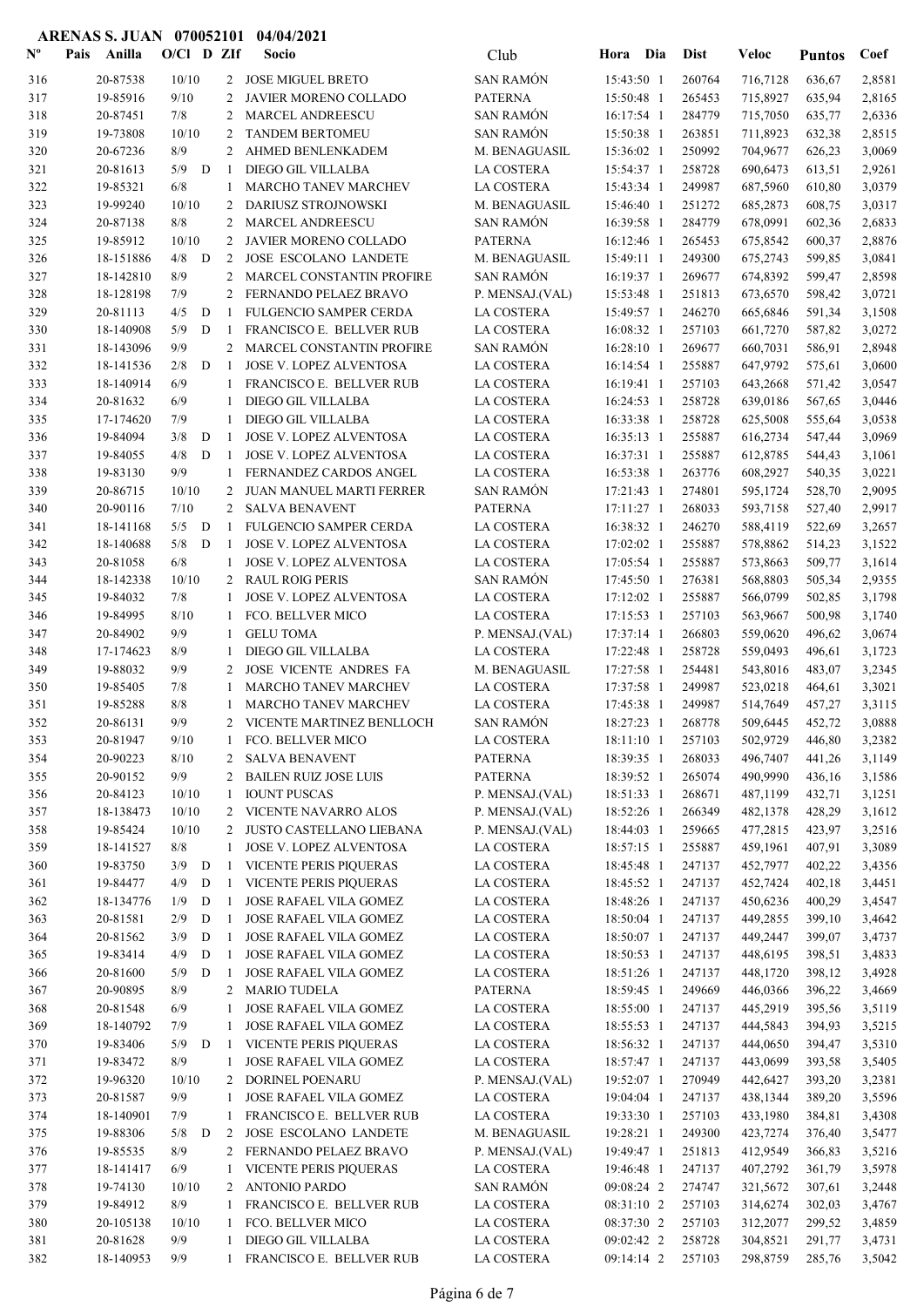**ARENAS S. JUAN 070052101 04/04/2021**

| Nº | Pais | Anilla | O/Cl | D | ZIf | Socio | Club | Hora | Dia | Dist | Veloc | Puntos | Coef |
|---|---|---|---|---|---|---|---|---|---|---|---|---|---|
| 316 | | 20-87538 | 10/10 | | 2 | JOSE MIGUEL BRETO | SAN RAMÓN | 15:43:50 | 1 | 260764 | 716,7128 | 636,67 | 2,8581 |
| 317 | | 19-85916 | 9/10 | | 2 | JAVIER MORENO COLLADO | PATERNA | 15:50:48 | 1 | 265453 | 715,8927 | 635,94 | 2,8165 |
| 318 | | 20-87451 | 7/8 | | 2 | MARCEL ANDREESCU | SAN RAMÓN | 16:17:54 | 1 | 284779 | 715,7050 | 635,77 | 2,6336 |
| 319 | | 19-73808 | 10/10 | | 2 | TANDEM BERTOMEU | SAN RAMÓN | 15:50:38 | 1 | 263851 | 711,8923 | 632,38 | 2,8515 |
| 320 | | 20-67236 | 8/9 | | 2 | AHMED BENLENKADEM | M. BENAGUASIL | 15:36:02 | 1 | 250992 | 704,9677 | 626,23 | 3,0069 |
| 321 | | 20-81613 | 5/9 | D | 1 | DIEGO GIL VILLALBA | LA COSTERA | 15:54:37 | 1 | 258728 | 690,6473 | 613,51 | 2,9261 |
| 322 | | 19-85321 | 6/8 | | 1 | MARCHO TANEV MARCHEV | LA COSTERA | 15:43:34 | 1 | 249987 | 687,5960 | 610,80 | 3,0379 |
| 323 | | 19-99240 | 10/10 | | 2 | DARIUSZ STROJNOWSKI | M. BENAGUASIL | 15:46:40 | 1 | 251272 | 685,2873 | 608,75 | 3,0317 |
| 324 | | 20-87138 | 8/8 | | 2 | MARCEL ANDREESCU | SAN RAMÓN | 16:39:58 | 1 | 284779 | 678,0991 | 602,36 | 2,6833 |
| 325 | | 19-85912 | 10/10 | | 2 | JAVIER MORENO COLLADO | PATERNA | 16:12:46 | 1 | 265453 | 675,8542 | 600,37 | 2,8876 |
| 326 | | 18-151886 | 4/8 | D | 2 | JOSE ESCOLANO LANDETE | M. BENAGUASIL | 15:49:11 | 1 | 249300 | 675,2743 | 599,85 | 3,0841 |
| 327 | | 18-142810 | 8/9 | | 2 | MARCEL CONSTANTIN PROFIRE | SAN RAMÓN | 16:19:37 | 1 | 269677 | 674,8392 | 599,47 | 2,8598 |
| 328 | | 18-128198 | 7/9 | | 2 | FERNANDO PELAEZ BRAVO | P. MENSAJ.(VAL) | 15:53:48 | 1 | 251813 | 673,6570 | 598,42 | 3,0721 |
| 329 | | 20-81113 | 4/5 | D | 1 | FULGENCIO SAMPER CERDA | LA COSTERA | 15:49:57 | 1 | 246270 | 665,6846 | 591,34 | 3,1508 |
| 330 | | 18-140908 | 5/9 | D | 1 | FRANCISCO E. BELLVER RUB | LA COSTERA | 16:08:32 | 1 | 257103 | 661,7270 | 587,82 | 3,0272 |
| 331 | | 18-143096 | 9/9 | | 2 | MARCEL CONSTANTIN PROFIRE | SAN RAMÓN | 16:28:10 | 1 | 269677 | 660,7031 | 586,91 | 2,8948 |
| 332 | | 18-141536 | 2/8 | D | 1 | JOSE V. LOPEZ ALVENTOSA | LA COSTERA | 16:14:54 | 1 | 255887 | 647,9792 | 575,61 | 3,0600 |
| 333 | | 18-140914 | 6/9 | | 1 | FRANCISCO E. BELLVER RUB | LA COSTERA | 16:19:41 | 1 | 257103 | 643,2668 | 571,42 | 3,0547 |
| 334 | | 20-81632 | 6/9 | | 1 | DIEGO GIL VILLALBA | LA COSTERA | 16:24:53 | 1 | 258728 | 639,0186 | 567,65 | 3,0446 |
| 335 | | 17-174620 | 7/9 | | 1 | DIEGO GIL VILLALBA | LA COSTERA | 16:33:38 | 1 | 258728 | 625,5008 | 555,64 | 3,0538 |
| 336 | | 19-84094 | 3/8 | D | 1 | JOSE V. LOPEZ ALVENTOSA | LA COSTERA | 16:35:13 | 1 | 255887 | 616,2734 | 547,44 | 3,0969 |
| 337 | | 19-84055 | 4/8 | D | 1 | JOSE V. LOPEZ ALVENTOSA | LA COSTERA | 16:37:31 | 1 | 255887 | 612,8785 | 544,43 | 3,1061 |
| 338 | | 19-83130 | 9/9 | | 1 | FERNANDEZ CARDOS ANGEL | LA COSTERA | 16:53:38 | 1 | 263776 | 608,2927 | 540,35 | 3,0221 |
| 339 | | 20-86715 | 10/10 | | 2 | JUAN MANUEL MARTI FERRER | SAN RAMÓN | 17:21:43 | 1 | 274801 | 595,1724 | 528,70 | 2,9095 |
| 340 | | 20-90116 | 7/10 | | 2 | SALVA BENAVENT | PATERNA | 17:11:27 | 1 | 268033 | 593,7158 | 527,40 | 2,9917 |
| 341 | | 18-141168 | 5/5 | D | 1 | FULGENCIO SAMPER CERDA | LA COSTERA | 16:38:32 | 1 | 246270 | 588,4119 | 522,69 | 3,2657 |
| 342 | | 18-140688 | 5/8 | D | 1 | JOSE V. LOPEZ ALVENTOSA | LA COSTERA | 17:02:02 | 1 | 255887 | 578,8862 | 514,23 | 3,1522 |
| 343 | | 20-81058 | 6/8 | | 1 | JOSE V. LOPEZ ALVENTOSA | LA COSTERA | 17:05:54 | 1 | 255887 | 573,8663 | 509,77 | 3,1614 |
| 344 | | 18-142338 | 10/10 | | 2 | RAUL ROIG PERIS | SAN RAMÓN | 17:45:50 | 1 | 276381 | 568,8803 | 505,34 | 2,9355 |
| 345 | | 19-84032 | 7/8 | | 1 | JOSE V. LOPEZ ALVENTOSA | LA COSTERA | 17:12:02 | 1 | 255887 | 566,0799 | 502,85 | 3,1798 |
| 346 | | 19-84995 | 8/10 | | 1 | FCO. BELLVER MICO | LA COSTERA | 17:15:53 | 1 | 257103 | 563,9667 | 500,98 | 3,1740 |
| 347 | | 20-84902 | 9/9 | | 1 | GELU TOMA | P. MENSAJ.(VAL) | 17:37:14 | 1 | 266803 | 559,0620 | 496,62 | 3,0674 |
| 348 | | 17-174623 | 8/9 | | 1 | DIEGO GIL VILLALBA | LA COSTERA | 17:22:48 | 1 | 258728 | 559,0493 | 496,61 | 3,1723 |
| 349 | | 19-88032 | 9/9 | | 2 | JOSE VICENTE ANDRES FA | M. BENAGUASIL | 17:27:58 | 1 | 254481 | 543,8016 | 483,07 | 3,2345 |
| 350 | | 19-85405 | 7/8 | | 1 | MARCHO TANEV MARCHEV | LA COSTERA | 17:37:58 | 1 | 249987 | 523,0218 | 464,61 | 3,3021 |
| 351 | | 19-85288 | 8/8 | | 1 | MARCHO TANEV MARCHEV | LA COSTERA | 17:45:38 | 1 | 249987 | 514,7649 | 457,27 | 3,3115 |
| 352 | | 20-86131 | 9/9 | | 2 | VICENTE MARTINEZ BENLLOCH | SAN RAMÓN | 18:27:23 | 1 | 268778 | 509,6445 | 452,72 | 3,0888 |
| 353 | | 20-81947 | 9/10 | | 1 | FCO. BELLVER MICO | LA COSTERA | 18:11:10 | 1 | 257103 | 502,9729 | 446,80 | 3,2382 |
| 354 | | 20-90223 | 8/10 | | 2 | SALVA BENAVENT | PATERNA | 18:39:35 | 1 | 268033 | 496,7407 | 441,26 | 3,1149 |
| 355 | | 20-90152 | 9/9 | | 2 | BAILEN RUIZ JOSE LUIS | PATERNA | 18:39:52 | 1 | 265074 | 490,9990 | 436,16 | 3,1586 |
| 356 | | 20-84123 | 10/10 | | 1 | IOUNT PUSCAS | P. MENSAJ.(VAL) | 18:51:33 | 1 | 268671 | 487,1199 | 432,71 | 3,1251 |
| 357 | | 18-138473 | 10/10 | | 2 | VICENTE NAVARRO ALOS | P. MENSAJ.(VAL) | 18:52:26 | 1 | 266349 | 482,1378 | 428,29 | 3,1612 |
| 358 | | 19-85424 | 10/10 | | 2 | JUSTO CASTELLANO LIEBANA | P. MENSAJ.(VAL) | 18:44:03 | 1 | 259665 | 477,2815 | 423,97 | 3,2516 |
| 359 | | 18-141527 | 8/8 | | 1 | JOSE V. LOPEZ ALVENTOSA | LA COSTERA | 18:57:15 | 1 | 255887 | 459,1961 | 407,91 | 3,3089 |
| 360 | | 19-83750 | 3/9 | D | 1 | VICENTE PERIS PIQUERAS | LA COSTERA | 18:45:48 | 1 | 247137 | 452,7977 | 402,22 | 3,4356 |
| 361 | | 19-84477 | 4/9 | D | 1 | VICENTE PERIS PIQUERAS | LA COSTERA | 18:45:52 | 1 | 247137 | 452,7424 | 402,18 | 3,4451 |
| 362 | | 18-134776 | 1/9 | D | 1 | JOSE RAFAEL VILA GOMEZ | LA COSTERA | 18:48:26 | 1 | 247137 | 450,6236 | 400,29 | 3,4547 |
| 363 | | 20-81581 | 2/9 | D | 1 | JOSE RAFAEL VILA GOMEZ | LA COSTERA | 18:50:04 | 1 | 247137 | 449,2855 | 399,10 | 3,4642 |
| 364 | | 20-81562 | 3/9 | D | 1 | JOSE RAFAEL VILA GOMEZ | LA COSTERA | 18:50:07 | 1 | 247137 | 449,2447 | 399,07 | 3,4737 |
| 365 | | 19-83414 | 4/9 | D | 1 | JOSE RAFAEL VILA GOMEZ | LA COSTERA | 18:50:53 | 1 | 247137 | 448,6195 | 398,51 | 3,4833 |
| 366 | | 20-81600 | 5/9 | D | 1 | JOSE RAFAEL VILA GOMEZ | LA COSTERA | 18:51:26 | 1 | 247137 | 448,1720 | 398,12 | 3,4928 |
| 367 | | 20-90895 | 8/9 | | 2 | MARIO TUDELA | PATERNA | 18:59:45 | 1 | 249669 | 446,0366 | 396,22 | 3,4669 |
| 368 | | 20-81548 | 6/9 | | 1 | JOSE RAFAEL VILA GOMEZ | LA COSTERA | 18:55:00 | 1 | 247137 | 445,2919 | 395,56 | 3,5119 |
| 369 | | 18-140792 | 7/9 | | 1 | JOSE RAFAEL VILA GOMEZ | LA COSTERA | 18:55:53 | 1 | 247137 | 444,5843 | 394,93 | 3,5215 |
| 370 | | 19-83406 | 5/9 | D | 1 | VICENTE PERIS PIQUERAS | LA COSTERA | 18:56:32 | 1 | 247137 | 444,0650 | 394,47 | 3,5310 |
| 371 | | 19-83472 | 8/9 | | 1 | JOSE RAFAEL VILA GOMEZ | LA COSTERA | 18:57:47 | 1 | 247137 | 443,0699 | 393,58 | 3,5405 |
| 372 | | 19-96320 | 10/10 | | 2 | DORINEL POENARU | P. MENSAJ.(VAL) | 19:52:07 | 1 | 270949 | 442,6427 | 393,20 | 3,2381 |
| 373 | | 20-81587 | 9/9 | | 1 | JOSE RAFAEL VILA GOMEZ | LA COSTERA | 19:04:04 | 1 | 247137 | 438,1344 | 389,20 | 3,5596 |
| 374 | | 18-140901 | 7/9 | | 1 | FRANCISCO E. BELLVER RUB | LA COSTERA | 19:33:30 | 1 | 257103 | 433,1980 | 384,81 | 3,4308 |
| 375 | | 19-88306 | 5/8 | D | 2 | JOSE ESCOLANO LANDETE | M. BENAGUASIL | 19:28:21 | 1 | 249300 | 423,7274 | 376,40 | 3,5477 |
| 376 | | 19-85535 | 8/9 | | 2 | FERNANDO PELAEZ BRAVO | P. MENSAJ.(VAL) | 19:49:47 | 1 | 251813 | 412,9549 | 366,83 | 3,5216 |
| 377 | | 18-141417 | 6/9 | | 1 | VICENTE PERIS PIQUERAS | LA COSTERA | 19:46:48 | 1 | 247137 | 407,2792 | 361,79 | 3,5978 |
| 378 | | 19-74130 | 10/10 | | 2 | ANTONIO PARDO | SAN RAMÓN | 09:08:24 | 2 | 274747 | 321,5672 | 307,61 | 3,2448 |
| 379 | | 19-84912 | 8/9 | | 1 | FRANCISCO E. BELLVER RUB | LA COSTERA | 08:31:10 | 2 | 257103 | 314,6274 | 302,03 | 3,4767 |
| 380 | | 20-105138 | 10/10 | | 1 | FCO. BELLVER MICO | LA COSTERA | 08:37:30 | 2 | 257103 | 312,2077 | 299,52 | 3,4859 |
| 381 | | 20-81628 | 9/9 | | 1 | DIEGO GIL VILLALBA | LA COSTERA | 09:02:42 | 2 | 258728 | 304,8521 | 291,77 | 3,4731 |
| 382 | | 18-140953 | 9/9 | | 1 | FRANCISCO E. BELLVER RUB | LA COSTERA | 09:14:14 | 2 | 257103 | 298,8759 | 285,76 | 3,5042 |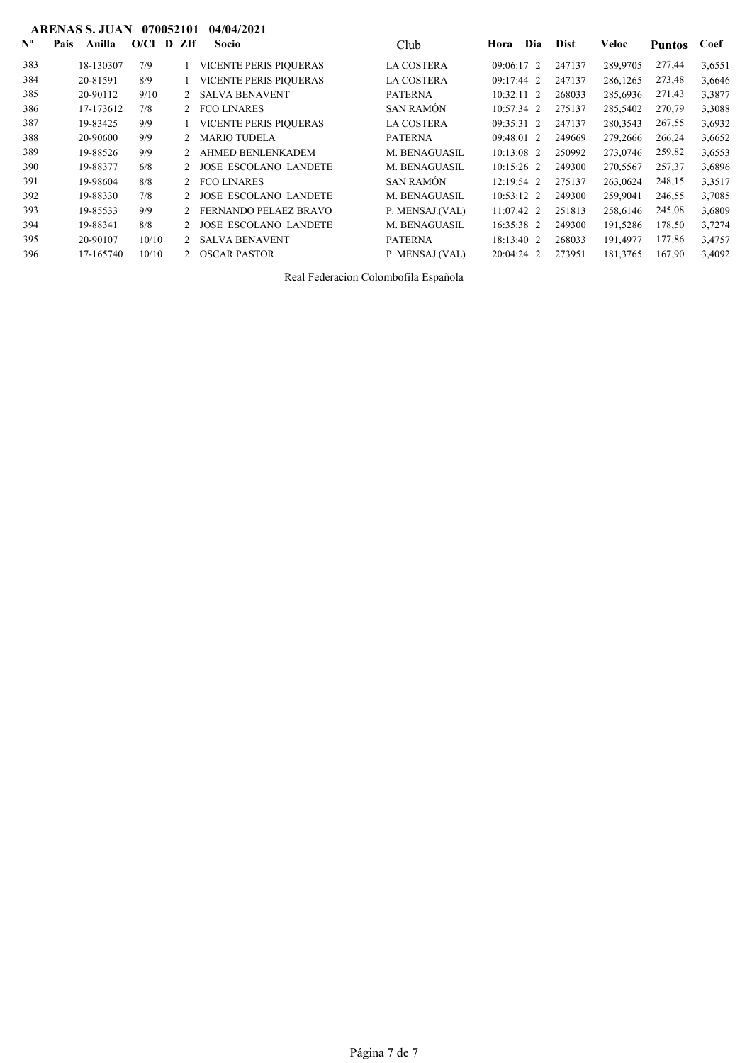**ARENAS S. JUAN 070052101 04/04/2021**

| Nº | Pais | Anilla | O/Cl | D | ZIf | Socio | Club | Hora | Dia | Dist | Veloc | Puntos | Coef |
|---|---|---|---|---|---|---|---|---|---|---|---|---|---|
| 383 | | 18-130307 | 7/9 | | 1 | VICENTE PERIS PIQUERAS | LA COSTERA | 09:06:17 | 2 | 247137 | 289,9705 | 277,44 | 3,6551 |
| 384 | | 20-81591 | 8/9 | | 1 | VICENTE PERIS PIQUERAS | LA COSTERA | 09:17:44 | 2 | 247137 | 286,1265 | 273,48 | 3,6646 |
| 385 | | 20-90112 | 9/10 | | 2 | SALVA BENAVENT | PATERNA | 10:32:11 | 2 | 268033 | 285,6936 | 271,43 | 3,3877 |
| 386 | | 17-173612 | 7/8 | | 2 | FCO LINARES | SAN RAMÓN | 10:57:34 | 2 | 275137 | 285,5402 | 270,79 | 3,3088 |
| 387 | | 19-83425 | 9/9 | | 1 | VICENTE PERIS PIQUERAS | LA COSTERA | 09:35:31 | 2 | 247137 | 280,3543 | 267,55 | 3,6932 |
| 388 | | 20-90600 | 9/9 | | 2 | MARIO TUDELA | PATERNA | 09:48:01 | 2 | 249669 | 279,2666 | 266,24 | 3,6652 |
| 389 | | 19-88526 | 9/9 | | 2 | AHMED BENLENKADEM | M. BENAGUASIL | 10:13:08 | 2 | 250992 | 273,0746 | 259,82 | 3,6553 |
| 390 | | 19-88377 | 6/8 | | 2 | JOSE ESCOLANO LANDETE | M. BENAGUASIL | 10:15:26 | 2 | 249300 | 270,5567 | 257,37 | 3,6896 |
| 391 | | 19-98604 | 8/8 | | 2 | FCO LINARES | SAN RAMÓN | 12:19:54 | 2 | 275137 | 263,0624 | 248,15 | 3,3517 |
| 392 | | 19-88330 | 7/8 | | 2 | JOSE ESCOLANO LANDETE | M. BENAGUASIL | 10:53:12 | 2 | 249300 | 259,9041 | 246,55 | 3,7085 |
| 393 | | 19-85533 | 9/9 | | 2 | FERNANDO PELAEZ BRAVO | P. MENSAJ.(VAL) | 11:07:42 | 2 | 251813 | 258,6146 | 245,08 | 3,6809 |
| 394 | | 19-88341 | 8/8 | | 2 | JOSE ESCOLANO LANDETE | M. BENAGUASIL | 16:35:38 | 2 | 249300 | 191,5286 | 178,50 | 3,7274 |
| 395 | | 20-90107 | 10/10 | | 2 | SALVA BENAVENT | PATERNA | 18:13:40 | 2 | 268033 | 191,4977 | 177,86 | 3,4757 |
| 396 | | 17-165740 | 10/10 | | 2 | OSCAR PASTOR | P. MENSAJ.(VAL) | 20:04:24 | 2 | 273951 | 181,3765 | 167,90 | 3,4092 |

Real Federacion Colombofila Española